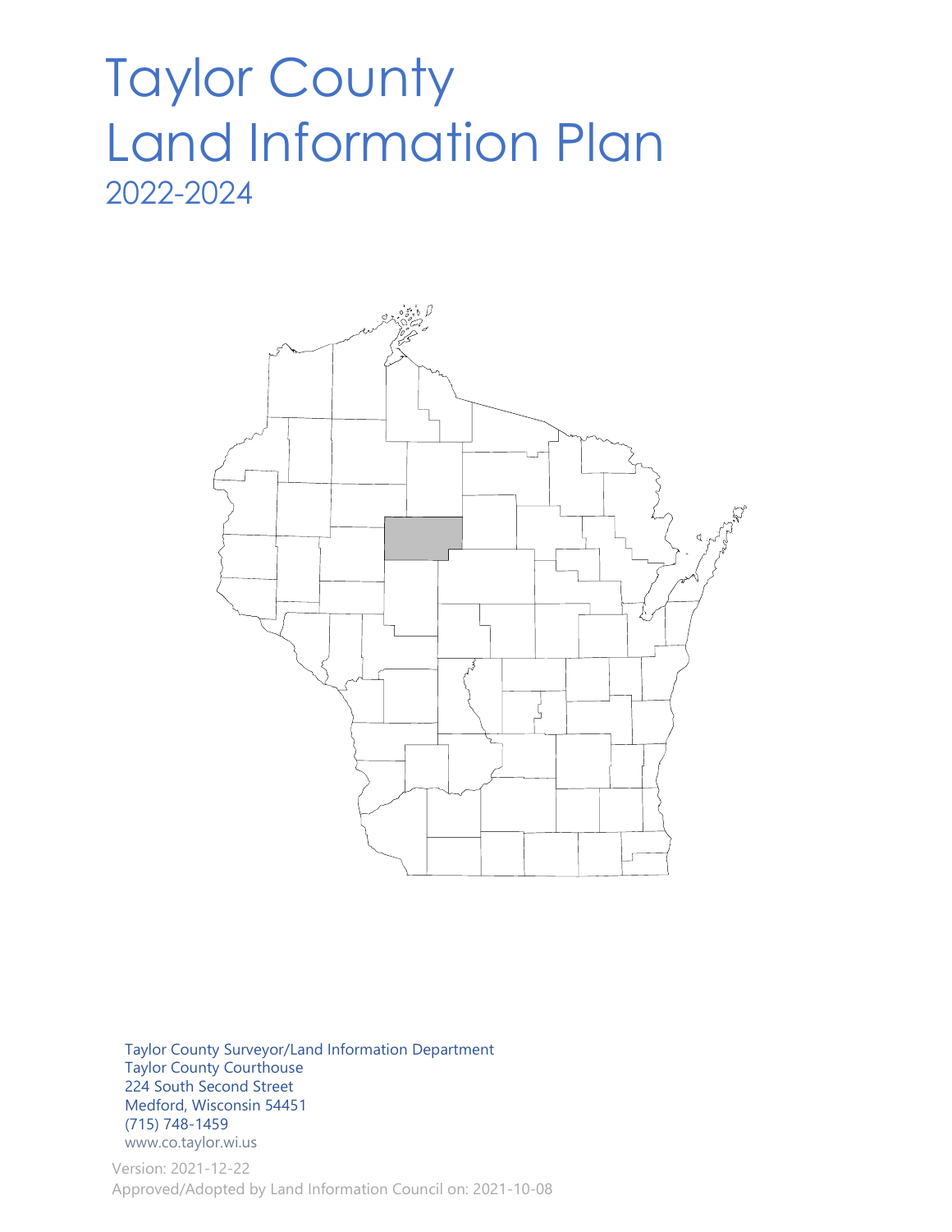# Taylor County Land Information Plan

## 2022-2024

Taylor County Surveyor/Land Information Department
Taylor County Courthouse
224 South Second Street
Medford, Wisconsin 54451
(715) 748-1459
www.co.taylor.wi.us

Version: 2021-12-22
Approved/Adopted by Land Information Council on: 2021-10-08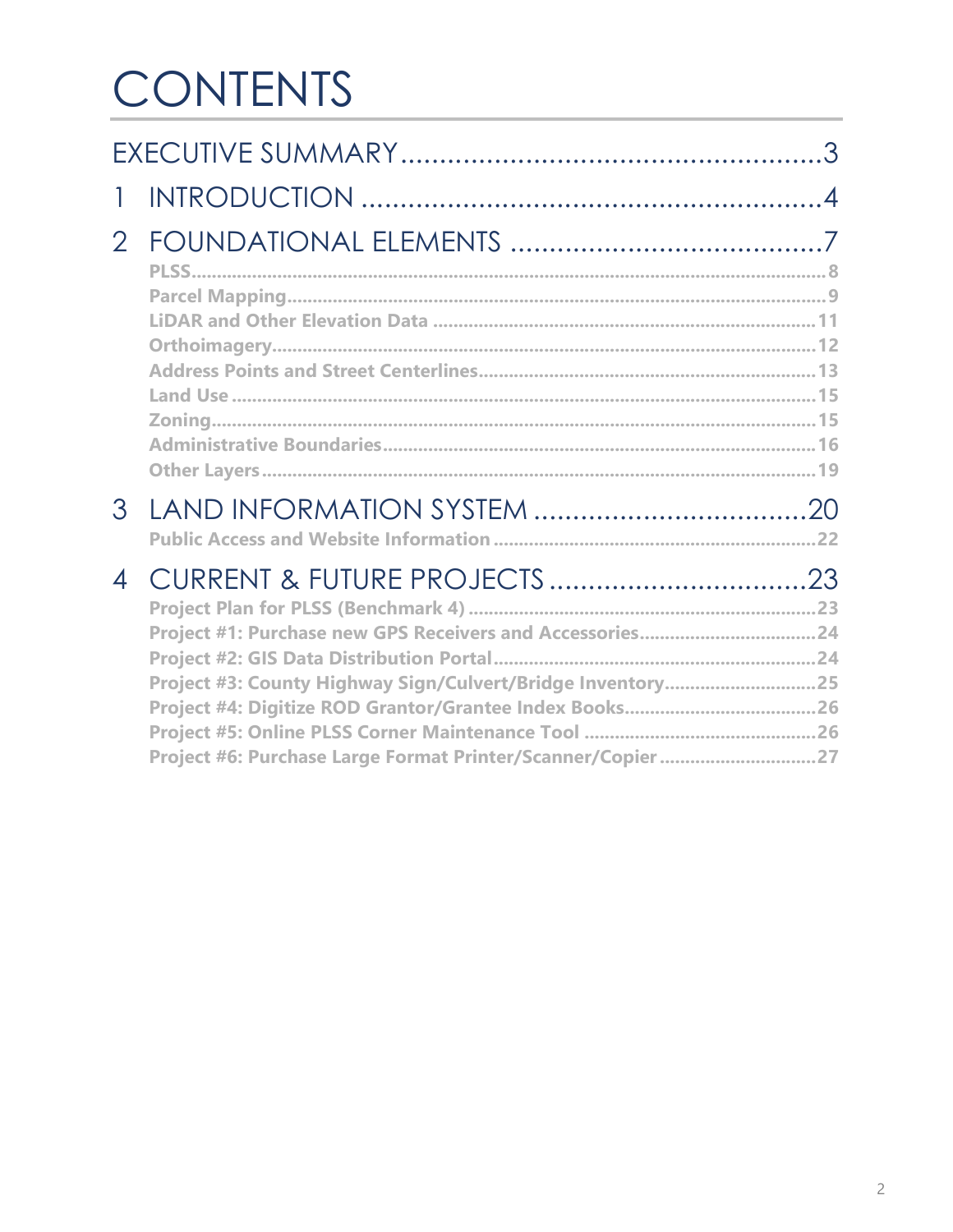# CONTENTS

EXECUTIVE SUMMARY .......................................................3

1 INTRODUCTION ...........................................................4

2 FOUNDATIONAL ELEMENTS ........................................7

- PLSS ......................................................................................8
- Parcel Mapping .........................................................................9
- LiDAR and Other Elevation Data ...............................................11
- Orthoimagery ...........................................................................12
- Address Points and Street Centerlines ......................................13
- Land Use ..................................................................................15
- Zoning .....................................................................................15
- Administrative Boundaries ........................................................16
- Other Layers .............................................................................19

3 LAND INFORMATION SYSTEM ....................................20

- Public Access and Website Information .....................................22

4 CURRENT & FUTURE PROJECTS .................................23

- Project Plan for PLSS (Benchmark 4) .........................................23
- Project #1: Purchase new GPS Receivers and Accessories ............24
- Project #2: GIS Data Distribution Portal .....................................24
- Project #3: County Highway Sign/Culvert/Bridge Inventory ..........25
- Project #4: Digitize ROD Grantor/Grantee Index Books .................26
- Project #5: Online PLSS Corner Maintenance Tool .......................26
- Project #6: Purchase Large Format Printer/Scanner/Copier ............27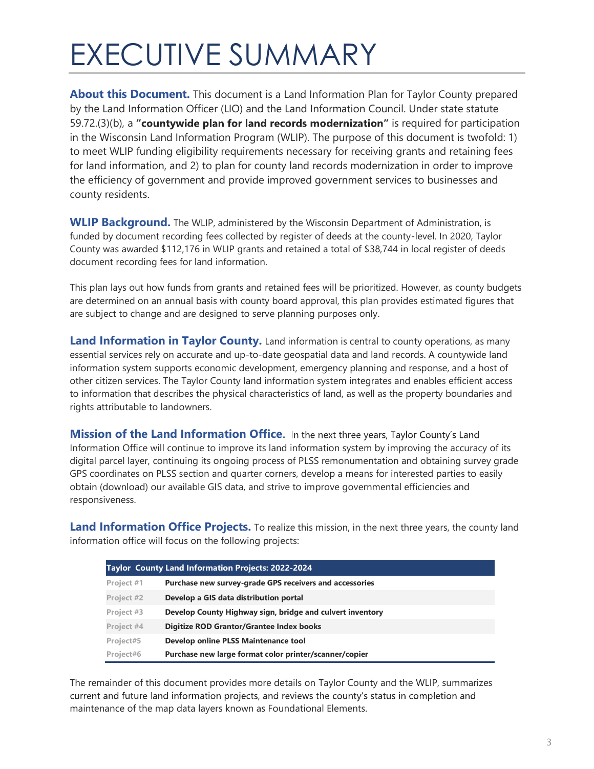# EXECUTIVE SUMMARY

**About this Document.** This document is a Land Information Plan for Taylor County prepared by the Land Information Officer (LIO) and the Land Information Council. Under state statute 59.72.(3)(b), a **"countywide plan for land records modernization"** is required for participation in the Wisconsin Land Information Program (WLIP). The purpose of this document is twofold: 1) to meet WLIP funding eligibility requirements necessary for receiving grants and retaining fees for land information, and 2) to plan for county land records modernization in order to improve the efficiency of government and provide improved government services to businesses and county residents.

**WLIP Background.** The WLIP, administered by the Wisconsin Department of Administration, is funded by document recording fees collected by register of deeds at the county-level. In 2020, Taylor County was awarded $112,176 in WLIP grants and retained a total of $38,744 in local register of deeds document recording fees for land information.

This plan lays out how funds from grants and retained fees will be prioritized. However, as county budgets are determined on an annual basis with county board approval, this plan provides estimated figures that are subject to change and are designed to serve planning purposes only.

**Land Information in Taylor County.** Land information is central to county operations, as many essential services rely on accurate and up-to-date geospatial data and land records. A countywide land information system supports economic development, emergency planning and response, and a host of other citizen services. The Taylor County land information system integrates and enables efficient access to information that describes the physical characteristics of land, as well as the property boundaries and rights attributable to landowners.

**Mission of the Land Information Office.** In the next three years, Taylor County's Land Information Office will continue to improve its land information system by improving the accuracy of its digital parcel layer, continuing its ongoing process of PLSS remonumentation and obtaining survey grade GPS coordinates on PLSS section and quarter corners, develop a means for interested parties to easily obtain (download) our available GIS data, and strive to improve governmental efficiencies and responsiveness.

**Land Information Office Projects.** To realize this mission, in the next three years, the county land information office will focus on the following projects:

| Taylor County Land Information Projects: 2022-2024 | |
|---|---|
| Project #1 | **Purchase new survey-grade GPS receivers and accessories** |
| Project #2 | **Develop a GIS data distribution portal** |
| Project #3 | **Develop County Highway sign, bridge and culvert inventory** |
| Project #4 | **Digitize ROD Grantor/Grantee Index books** |
| Project#5 | **Develop online PLSS Maintenance tool** |
| Project#6 | **Purchase new large format color printer/scanner/copier** |

The remainder of this document provides more details on Taylor County and the WLIP, summarizes current and future land information projects, and reviews the county's status in completion and maintenance of the map data layers known as Foundational Elements.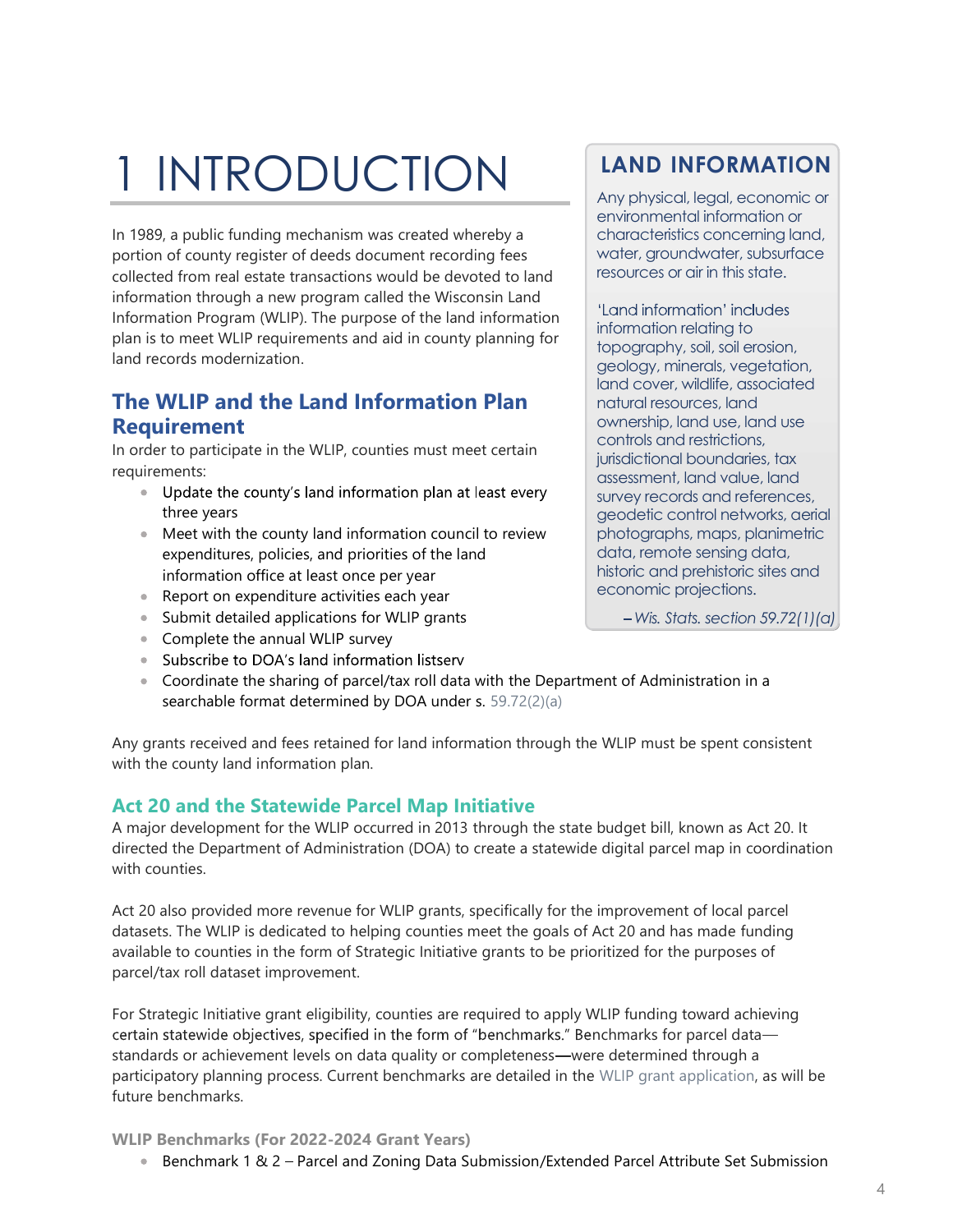# 1 INTRODUCTION

In 1989, a public funding mechanism was created whereby a portion of county register of deeds document recording fees collected from real estate transactions would be devoted to land information through a new program called the Wisconsin Land Information Program (WLIP). The purpose of the land information plan is to meet WLIP requirements and aid in county planning for land records modernization.

## The WLIP and the Land Information Plan Requirement

In order to participate in the WLIP, counties must meet certain requirements:

- Update the county's land information plan at least every three years
- Meet with the county land information council to review expenditures, policies, and priorities of the land information office at least once per year
- Report on expenditure activities each year
- Submit detailed applications for WLIP grants
- Complete the annual WLIP survey
- Subscribe to DOA's land information listserv
- Coordinate the sharing of parcel/tax roll data with the Department of Administration in a searchable format determined by DOA under s. 59.72(2)(a)

Any grants received and fees retained for land information through the WLIP must be spent consistent with the county land information plan.

> **LAND INFORMATION**
>
> Any physical, legal, economic or environmental information or characteristics concerning land, water, groundwater, subsurface resources or air in this state.
>
> 'Land information' includes information relating to topography, soil, soil erosion, geology, minerals, vegetation, land cover, wildlife, associated natural resources, land ownership, land use, land use controls and restrictions, jurisdictional boundaries, tax assessment, land value, land survey records and references, geodetic control networks, aerial photographs, maps, planimetric data, remote sensing data, historic and prehistoric sites and economic projections.
>
> *–Wis. Stats. section 59.72(1)(a)*

## Act 20 and the Statewide Parcel Map Initiative

A major development for the WLIP occurred in 2013 through the state budget bill, known as Act 20. It directed the Department of Administration (DOA) to create a statewide digital parcel map in coordination with counties.

Act 20 also provided more revenue for WLIP grants, specifically for the improvement of local parcel datasets. The WLIP is dedicated to helping counties meet the goals of Act 20 and has made funding available to counties in the form of Strategic Initiative grants to be prioritized for the purposes of parcel/tax roll dataset improvement.

For Strategic Initiative grant eligibility, counties are required to apply WLIP funding toward achieving certain statewide objectives, specified in the form of "benchmarks." Benchmarks for parcel data—standards or achievement levels on data quality or completeness—were determined through a participatory planning process. Current benchmarks are detailed in the WLIP grant application, as will be future benchmarks.

**WLIP Benchmarks (For 2022-2024 Grant Years)**

- Benchmark 1 & 2 – Parcel and Zoning Data Submission/Extended Parcel Attribute Set Submission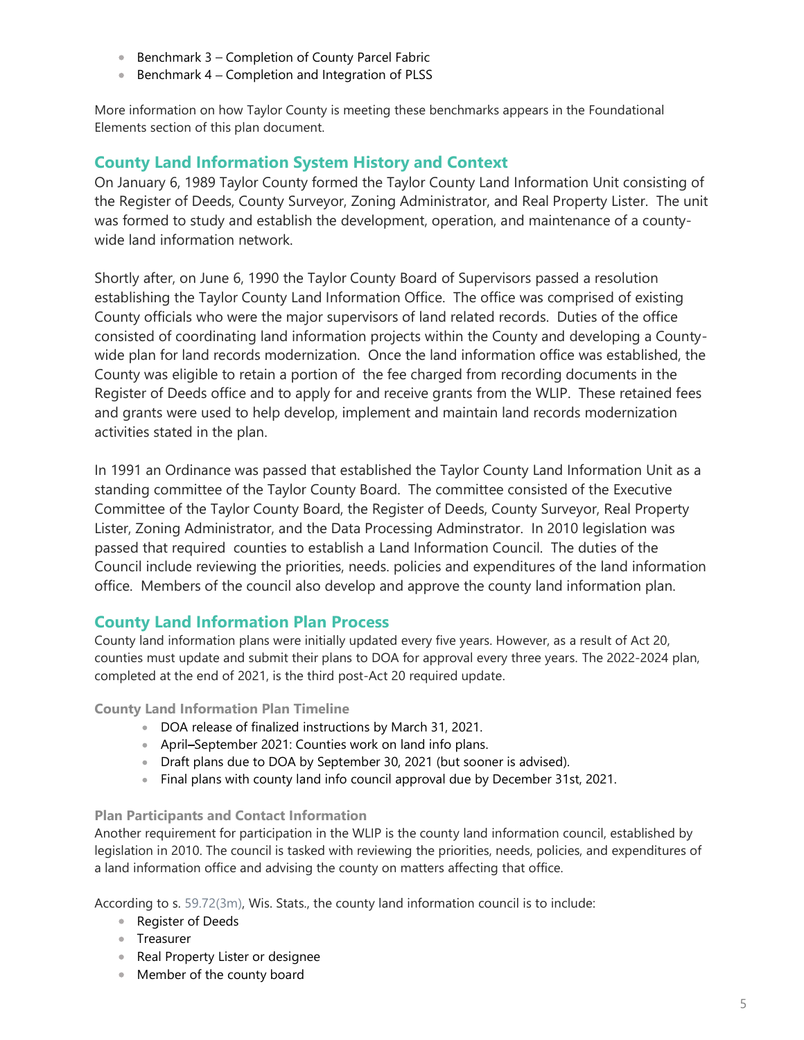- Benchmark 3 – Completion of County Parcel Fabric
- Benchmark 4 – Completion and Integration of PLSS

More information on how Taylor County is meeting these benchmarks appears in the Foundational Elements section of this plan document.

## County Land Information System History and Context

On January 6, 1989 Taylor County formed the Taylor County Land Information Unit consisting of the Register of Deeds, County Surveyor, Zoning Administrator, and Real Property Lister. The unit was formed to study and establish the development, operation, and maintenance of a county-wide land information network.

Shortly after, on June 6, 1990 the Taylor County Board of Supervisors passed a resolution establishing the Taylor County Land Information Office. The office was comprised of existing County officials who were the major supervisors of land related records. Duties of the office consisted of coordinating land information projects within the County and developing a County-wide plan for land records modernization. Once the land information office was established, the County was eligible to retain a portion of the fee charged from recording documents in the Register of Deeds office and to apply for and receive grants from the WLIP. These retained fees and grants were used to help develop, implement and maintain land records modernization activities stated in the plan.

In 1991 an Ordinance was passed that established the Taylor County Land Information Unit as a standing committee of the Taylor County Board. The committee consisted of the Executive Committee of the Taylor County Board, the Register of Deeds, County Surveyor, Real Property Lister, Zoning Administrator, and the Data Processing Adminstrator. In 2010 legislation was passed that required counties to establish a Land Information Council. The duties of the Council include reviewing the priorities, needs. policies and expenditures of the land information office. Members of the council also develop and approve the county land information plan.

## County Land Information Plan Process

County land information plans were initially updated every five years. However, as a result of Act 20, counties must update and submit their plans to DOA for approval every three years. The 2022-2024 plan, completed at the end of 2021, is the third post-Act 20 required update.

### County Land Information Plan Timeline

- DOA release of finalized instructions by March 31, 2021.
- April–September 2021: Counties work on land info plans.
- Draft plans due to DOA by September 30, 2021 (but sooner is advised).
- Final plans with county land info council approval due by December 31st, 2021.

### Plan Participants and Contact Information

Another requirement for participation in the WLIP is the county land information council, established by legislation in 2010. The council is tasked with reviewing the priorities, needs, policies, and expenditures of a land information office and advising the county on matters affecting that office.

According to s. 59.72(3m), Wis. Stats., the county land information council is to include:

- Register of Deeds
- Treasurer
- Real Property Lister or designee
- Member of the county board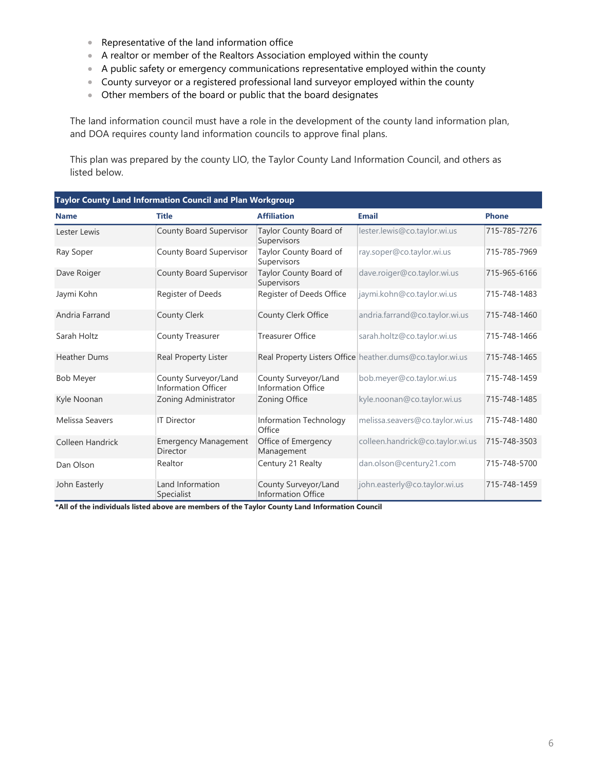- Representative of the land information office
- A realtor or member of the Realtors Association employed within the county
- A public safety or emergency communications representative employed within the county
- County surveyor or a registered professional land surveyor employed within the county
- Other members of the board or public that the board designates

The land information council must have a role in the development of the county land information plan, and DOA requires county land information councils to approve final plans.

This plan was prepared by the county LIO, the Taylor County Land Information Council, and others as listed below.

**Taylor County Land Information Council and Plan Workgroup**

| Name | Title | Affiliation | Email | Phone |
|---|---|---|---|---|
| Lester Lewis | County Board Supervisor | Taylor County Board of Supervisors | lester.lewis@co.taylor.wi.us | 715-785-7276 |
| Ray Soper | County Board Supervisor | Taylor County Board of Supervisors | ray.soper@co.taylor.wi.us | 715-785-7969 |
| Dave Roiger | County Board Supervisor | Taylor County Board of Supervisors | dave.roiger@co.taylor.wi.us | 715-965-6166 |
| Jaymi Kohn | Register of Deeds | Register of Deeds Office | jaymi.kohn@co.taylor.wi.us | 715-748-1483 |
| Andria Farrand | County Clerk | County Clerk Office | andria.farrand@co.taylor.wi.us | 715-748-1460 |
| Sarah Holtz | County Treasurer | Treasurer Office | sarah.holtz@co.taylor.wi.us | 715-748-1466 |
| Heather Dums | Real Property Lister | Real Property Listers Office | heather.dums@co.taylor.wi.us | 715-748-1465 |
| Bob Meyer | County Surveyor/Land Information Officer | County Surveyor/Land Information Office | bob.meyer@co.taylor.wi.us | 715-748-1459 |
| Kyle Noonan | Zoning Administrator | Zoning Office | kyle.noonan@co.taylor.wi.us | 715-748-1485 |
| Melissa Seavers | IT Director | Information Technology Office | melissa.seavers@co.taylor.wi.us | 715-748-1480 |
| Colleen Handrick | Emergency Management Director | Office of Emergency Management | colleen.handrick@co.taylor.wi.us | 715-748-3503 |
| Dan Olson | Realtor | Century 21 Realty | dan.olson@century21.com | 715-748-5700 |
| John Easterly | Land Information Specialist | County Surveyor/Land Information Office | john.easterly@co.taylor.wi.us | 715-748-1459 |

**\*All of the individuals listed above are members of the Taylor County Land Information Council**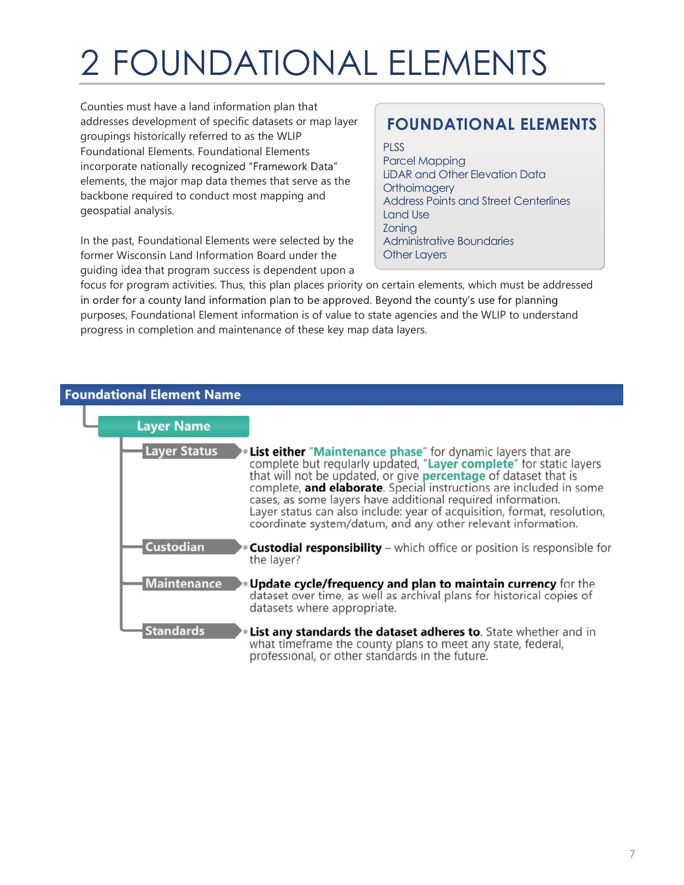# 2 FOUNDATIONAL ELEMENTS

Counties must have a land information plan that addresses development of specific datasets or map layer groupings historically referred to as the WLIP Foundational Elements. Foundational Elements incorporate nationally recognized "Framework Data" elements, the major map data themes that serve as the backbone required to conduct most mapping and geospatial analysis.

> **FOUNDATIONAL ELEMENTS**
>
> PLSS
> Parcel Mapping
> LiDAR and Other Elevation Data
> Orthoimagery
> Address Points and Street Centerlines
> Land Use
> Zoning
> Administrative Boundaries
> Other Layers

In the past, Foundational Elements were selected by the former Wisconsin Land Information Board under the guiding idea that program success is dependent upon a focus for program activities. Thus, this plan places priority on certain elements, which must be addressed in order for a county land information plan to be approved. Beyond the county's use for planning purposes, Foundational Element information is of value to state agencies and the WLIP to understand progress in completion and maintenance of these key map data layers.

**Foundational Element Name**

- **Layer Name**
  - **Layer Status** – **List either** "**Maintenance phase**" for dynamic layers that are complete but regularly updated, "**Layer complete**" for static layers that will not be updated, or give **percentage** of dataset that is complete, **and elaborate**. Special instructions are included in some cases, as some layers have additional required information. Layer status can also include: year of acquisition, format, resolution, coordinate system/datum, and any other relevant information.
  - **Custodian** – **Custodial responsibility** – which office or position is responsible for the layer?
  - **Maintenance** – **Update cycle/frequency and plan to maintain currency** for the dataset over time, as well as archival plans for historical copies of datasets where appropriate.
  - **Standards** – **List any standards the dataset adheres to**. State whether and in what timeframe the county plans to meet any state, federal, professional, or other standards in the future.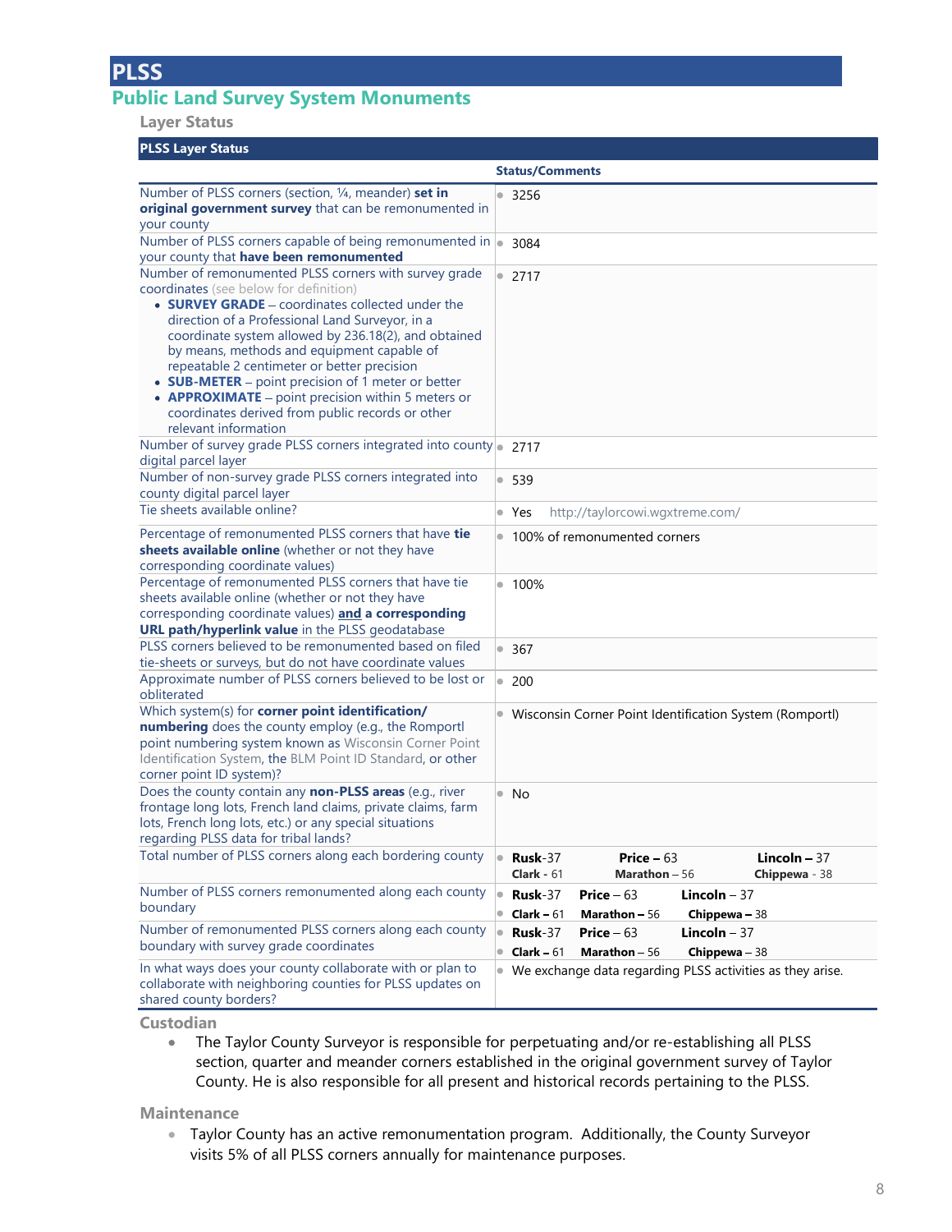# PLSS

## Public Land Survey System Monuments

### Layer Status

| PLSS Layer Status | Status/Comments |
|---|---|
| Number of PLSS corners (section, ¼, meander) **set in original government survey** that can be remonumented in your county | • 3256 |
| Number of PLSS corners capable of being remonumented in your county that **have been remonumented** | • 3084 |
| Number of remonumented PLSS corners with survey grade coordinates (see below for definition)<br>• **SURVEY GRADE** – coordinates collected under the direction of a Professional Land Surveyor, in a coordinate system allowed by 236.18(2), and obtained by means, methods and equipment capable of repeatable 2 centimeter or better precision<br>• **SUB-METER** – point precision of 1 meter or better<br>• **APPROXIMATE** – point precision within 5 meters or coordinates derived from public records or other relevant information | • 2717 |
| Number of survey grade PLSS corners integrated into county digital parcel layer | • 2717 |
| Number of non-survey grade PLSS corners integrated into county digital parcel layer | • 539 |
| Tie sheets available online? | • Yes http://taylorcowi.wgxtreme.com/ |
| Percentage of remonumented PLSS corners that have **tie sheets available online** (whether or not they have corresponding coordinate values) | • 100% of remonumented corners |
| Percentage of remonumented PLSS corners that have tie sheets available online (whether or not they have corresponding coordinate values) **and a corresponding URL path/hyperlink value** in the PLSS geodatabase | • 100% |
| PLSS corners believed to be remonumented based on filed tie-sheets or surveys, but do not have coordinate values | • 367 |
| Approximate number of PLSS corners believed to be lost or obliterated | • 200 |
| Which system(s) for **corner point identification/numbering** does the county employ (e.g., the Romportl point numbering system known as Wisconsin Corner Point Identification System, the BLM Point ID Standard, or other corner point ID system)? | • Wisconsin Corner Point Identification System (Romportl) |
| Does the county contain any **non-PLSS areas** (e.g., river frontage long lots, French land claims, private claims, farm lots, French long lots, etc.) or any special situations regarding PLSS data for tribal lands? | • No |
| Total number of PLSS corners along each bordering county | • **Rusk**-37 **Price** – 63 **Lincoln** – 37 **Clark** - 61 **Marathon** – 56 **Chippewa** - 38 |
| Number of PLSS corners remonumented along each county boundary | • **Rusk**-37 **Price** – 63 **Lincoln** – 37<br>• **Clark** – 61 **Marathon** – 56 **Chippewa** – 38 |
| Number of remonumented PLSS corners along each county boundary with survey grade coordinates | • **Rusk**-37 **Price** – 63 **Lincoln** – 37<br>• **Clark** – 61 **Marathon** – 56 **Chippewa** – 38 |
| In what ways does your county collaborate with or plan to collaborate with neighboring counties for PLSS updates on shared county borders? | • We exchange data regarding PLSS activities as they arise. |

### Custodian

- The Taylor County Surveyor is responsible for perpetuating and/or re-establishing all PLSS section, quarter and meander corners established in the original government survey of Taylor County. He is also responsible for all present and historical records pertaining to the PLSS.

### Maintenance

- Taylor County has an active remonumentation program. Additionally, the County Surveyor visits 5% of all PLSS corners annually for maintenance purposes.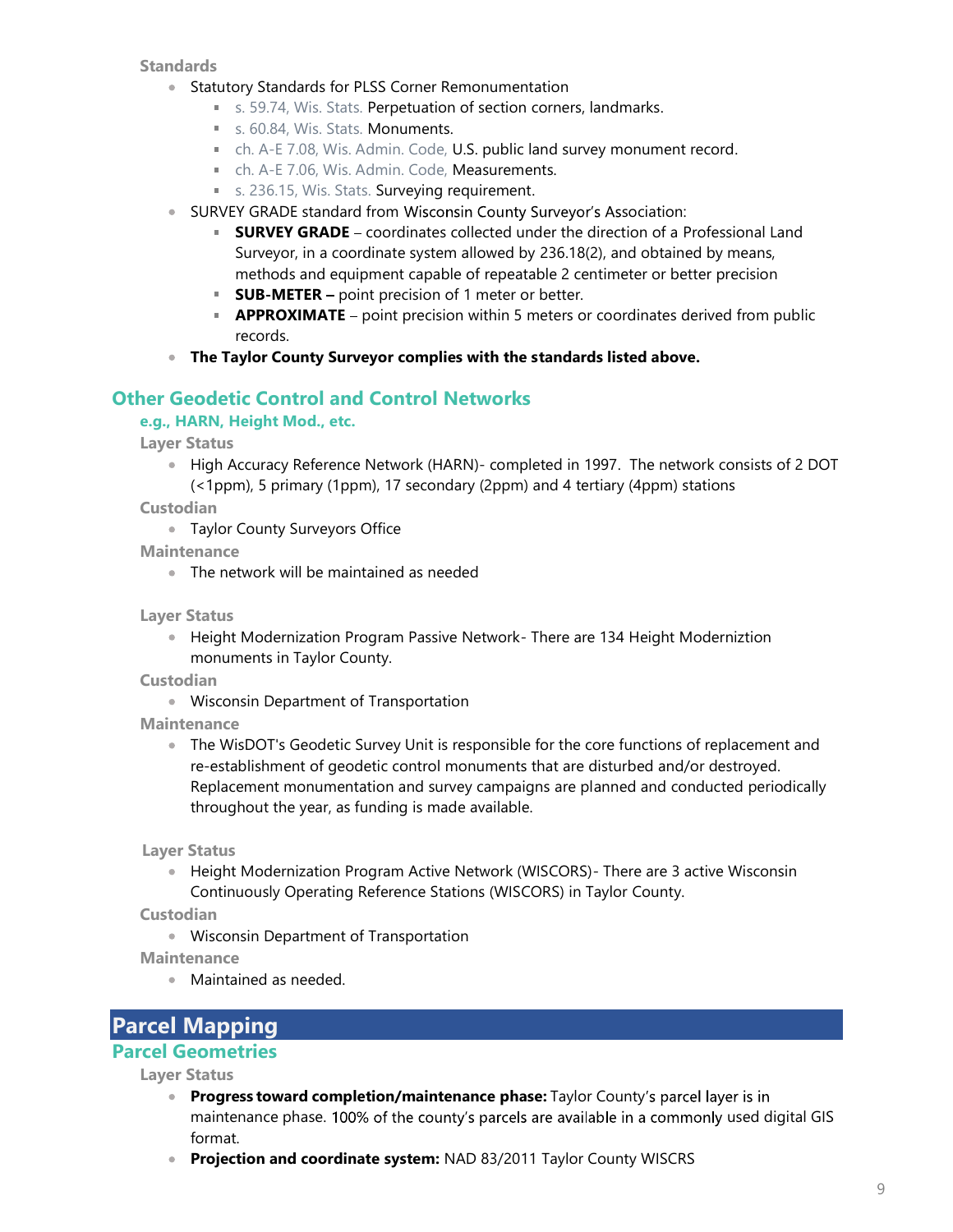#### Standards

- Statutory Standards for PLSS Corner Remonumentation
  - s. 59.74, Wis. Stats. Perpetuation of section corners, landmarks.
  - s. 60.84, Wis. Stats. Monuments.
  - ch. A-E 7.08, Wis. Admin. Code, U.S. public land survey monument record.
  - ch. A-E 7.06, Wis. Admin. Code, Measurements.
  - s. 236.15, Wis. Stats. Surveying requirement.
- SURVEY GRADE standard from Wisconsin County Surveyor's Association:
  - **SURVEY GRADE** – coordinates collected under the direction of a Professional Land Surveyor, in a coordinate system allowed by 236.18(2), and obtained by means, methods and equipment capable of repeatable 2 centimeter or better precision
  - **SUB-METER –** point precision of 1 meter or better.
  - **APPROXIMATE** – point precision within 5 meters or coordinates derived from public records.
- **The Taylor County Surveyor complies with the standards listed above.**

## Other Geodetic Control and Control Networks

### e.g., HARN, Height Mod., etc.

#### Layer Status

- High Accuracy Reference Network (HARN)- completed in 1997. The network consists of 2 DOT (<1ppm), 5 primary (1ppm), 17 secondary (2ppm) and 4 tertiary (4ppm) stations

#### Custodian

- Taylor County Surveyors Office

#### Maintenance

- The network will be maintained as needed

#### Layer Status

- Height Modernization Program Passive Network- There are 134 Height Moderniztion monuments in Taylor County.

#### Custodian

- Wisconsin Department of Transportation

#### Maintenance

- The WisDOT's Geodetic Survey Unit is responsible for the core functions of replacement and re-establishment of geodetic control monuments that are disturbed and/or destroyed. Replacement monumentation and survey campaigns are planned and conducted periodically throughout the year, as funding is made available.

#### Layer Status

- Height Modernization Program Active Network (WISCORS)- There are 3 active Wisconsin Continuously Operating Reference Stations (WISCORS) in Taylor County.

#### Custodian

- Wisconsin Department of Transportation

#### Maintenance

- Maintained as needed.

# Parcel Mapping

## Parcel Geometries

#### Layer Status

- **Progress toward completion/maintenance phase:** Taylor County's parcel layer is in maintenance phase. 100% of the county's parcels are available in a commonly used digital GIS format.
- **Projection and coordinate system:** NAD 83/2011 Taylor County WISCRS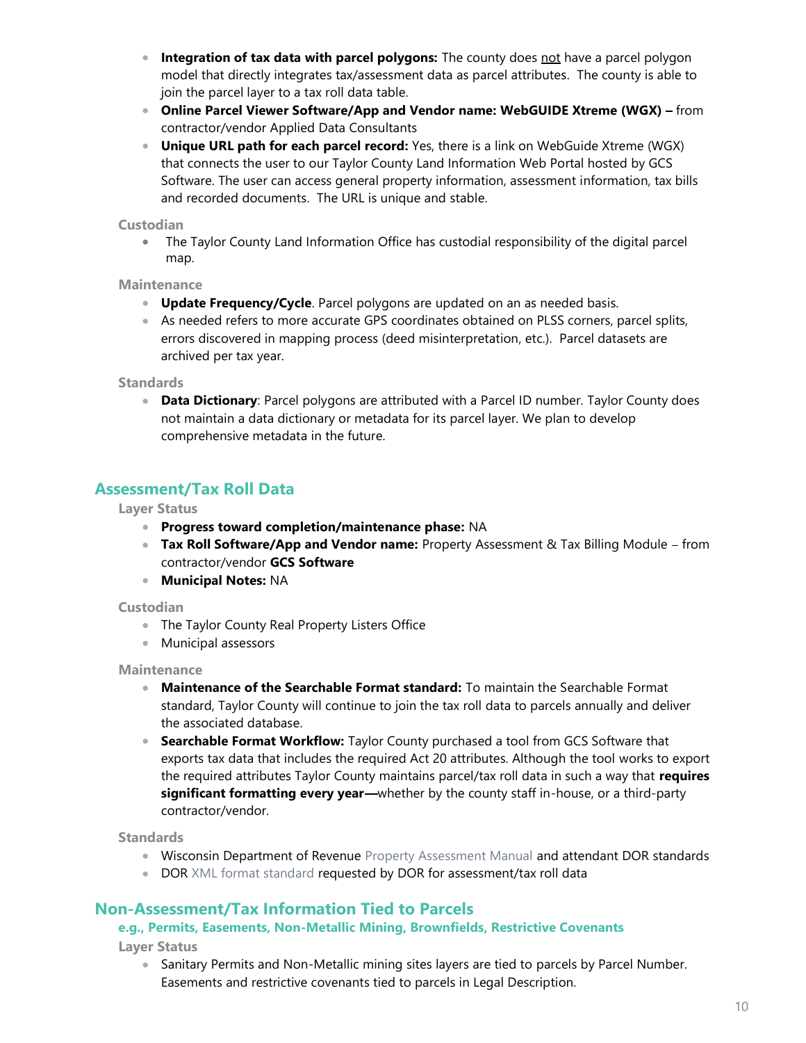- **Integration of tax data with parcel polygons:** The county does not have a parcel polygon model that directly integrates tax/assessment data as parcel attributes. The county is able to join the parcel layer to a tax roll data table.
- **Online Parcel Viewer Software/App and Vendor name: WebGUIDE Xtreme (WGX) –** from contractor/vendor Applied Data Consultants
- **Unique URL path for each parcel record:** Yes, there is a link on WebGuide Xtreme (WGX) that connects the user to our Taylor County Land Information Web Portal hosted by GCS Software. The user can access general property information, assessment information, tax bills and recorded documents. The URL is unique and stable.

#### Custodian

- The Taylor County Land Information Office has custodial responsibility of the digital parcel map.

#### Maintenance

- **Update Frequency/Cycle**. Parcel polygons are updated on an as needed basis.
- As needed refers to more accurate GPS coordinates obtained on PLSS corners, parcel splits, errors discovered in mapping process (deed misinterpretation, etc.). Parcel datasets are archived per tax year.

#### Standards

- **Data Dictionary**: Parcel polygons are attributed with a Parcel ID number. Taylor County does not maintain a data dictionary or metadata for its parcel layer. We plan to develop comprehensive metadata in the future.

### Assessment/Tax Roll Data

#### Layer Status

- **Progress toward completion/maintenance phase:** NA
- **Tax Roll Software/App and Vendor name:** Property Assessment & Tax Billing Module – from contractor/vendor **GCS Software**
- **Municipal Notes:** NA

#### Custodian

- The Taylor County Real Property Listers Office
- Municipal assessors

#### Maintenance

- **Maintenance of the Searchable Format standard:** To maintain the Searchable Format standard, Taylor County will continue to join the tax roll data to parcels annually and deliver the associated database.
- **Searchable Format Workflow:** Taylor County purchased a tool from GCS Software that exports tax data that includes the required Act 20 attributes. Although the tool works to export the required attributes Taylor County maintains parcel/tax roll data in such a way that **requires significant formatting every year—**whether by the county staff in-house, or a third-party contractor/vendor.

#### Standards

- Wisconsin Department of Revenue Property Assessment Manual and attendant DOR standards
- DOR XML format standard requested by DOR for assessment/tax roll data

### Non-Assessment/Tax Information Tied to Parcels

#### e.g., Permits, Easements, Non-Metallic Mining, Brownfields, Restrictive Covenants

#### Layer Status

- Sanitary Permits and Non-Metallic mining sites layers are tied to parcels by Parcel Number. Easements and restrictive covenants tied to parcels in Legal Description.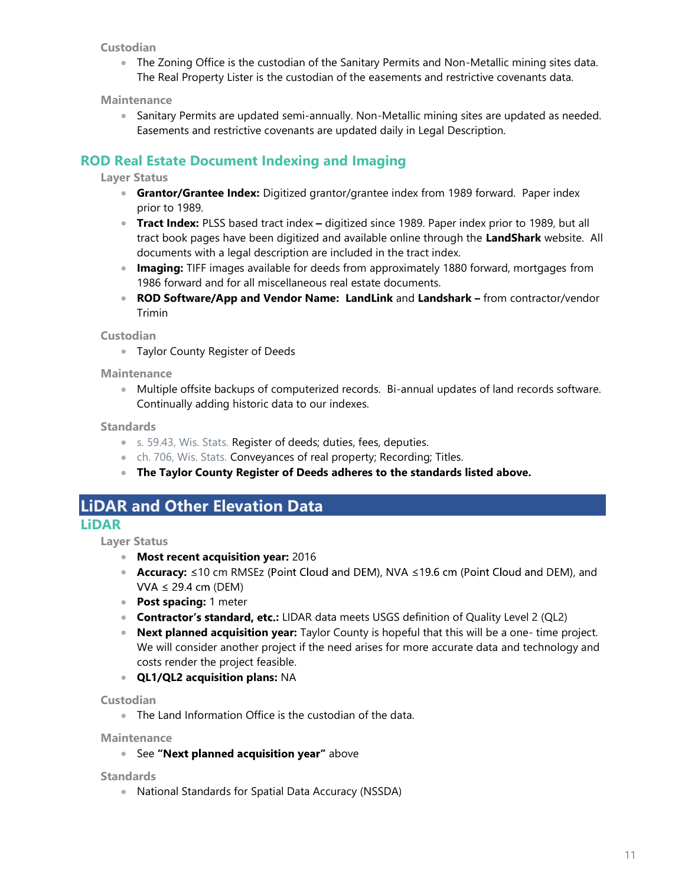#### Custodian

- The Zoning Office is the custodian of the Sanitary Permits and Non-Metallic mining sites data. The Real Property Lister is the custodian of the easements and restrictive covenants data.

#### Maintenance

- Sanitary Permits are updated semi-annually. Non-Metallic mining sites are updated as needed. Easements and restrictive covenants are updated daily in Legal Description.

### ROD Real Estate Document Indexing and Imaging

#### Layer Status

- **Grantor/Grantee Index:** Digitized grantor/grantee index from 1989 forward. Paper index prior to 1989.
- **Tract Index:** PLSS based tract index **–** digitized since 1989. Paper index prior to 1989, but all tract book pages have been digitized and available online through the **LandShark** website. All documents with a legal description are included in the tract index.
- **Imaging:** TIFF images available for deeds from approximately 1880 forward, mortgages from 1986 forward and for all miscellaneous real estate documents.
- **ROD Software/App and Vendor Name: LandLink** and **Landshark –** from contractor/vendor Trimin

#### Custodian

- Taylor County Register of Deeds

#### Maintenance

- Multiple offsite backups of computerized records. Bi-annual updates of land records software. Continually adding historic data to our indexes.

#### Standards

- s. 59.43, Wis. Stats. Register of deeds; duties, fees, deputies.
- ch. 706, Wis. Stats. Conveyances of real property; Recording; Titles.
- **The Taylor County Register of Deeds adheres to the standards listed above.**

## LiDAR and Other Elevation Data

### LiDAR

#### Layer Status

- **Most recent acquisition year:** 2016
- **Accuracy:** ≤10 cm RMSEz (Point Cloud and DEM), NVA ≤19.6 cm (Point Cloud and DEM), and VVA ≤ 29.4 cm (DEM)
- **Post spacing:** 1 meter
- **Contractor's standard, etc.:** LIDAR data meets USGS definition of Quality Level 2 (QL2)
- **Next planned acquisition year:** Taylor County is hopeful that this will be a one- time project. We will consider another project if the need arises for more accurate data and technology and costs render the project feasible.
- **QL1/QL2 acquisition plans:** NA

#### Custodian

- The Land Information Office is the custodian of the data.

#### Maintenance

- See **"Next planned acquisition year"** above

#### Standards

- National Standards for Spatial Data Accuracy (NSSDA)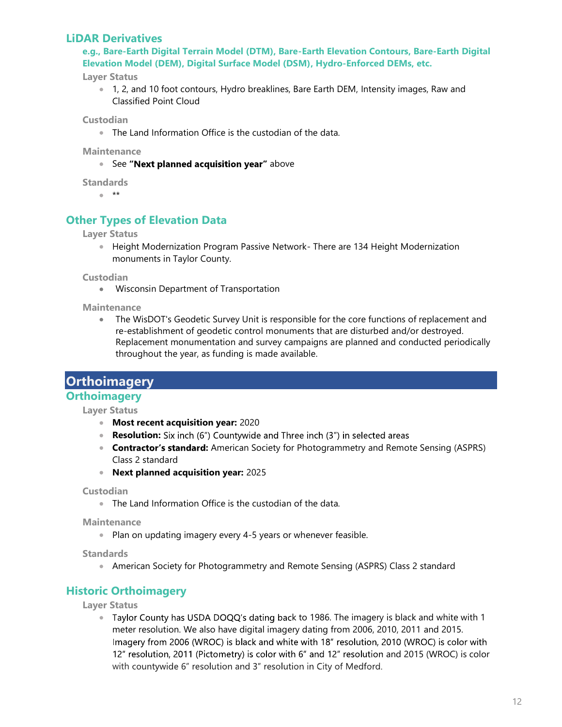## LiDAR Derivatives

**e.g., Bare-Earth Digital Terrain Model (DTM), Bare-Earth Elevation Contours, Bare-Earth Digital Elevation Model (DEM), Digital Surface Model (DSM), Hydro-Enforced DEMs, etc.**

#### Layer Status

- 1, 2, and 10 foot contours, Hydro breaklines, Bare Earth DEM, Intensity images, Raw and Classified Point Cloud

#### Custodian

- The Land Information Office is the custodian of the data.

#### Maintenance

- See **"Next planned acquisition year"** above

#### Standards

- **

## Other Types of Elevation Data

#### Layer Status

- Height Modernization Program Passive Network- There are 134 Height Modernization monuments in Taylor County.

#### Custodian

- Wisconsin Department of Transportation

#### Maintenance

- The WisDOT's Geodetic Survey Unit is responsible for the core functions of replacement and re-establishment of geodetic control monuments that are disturbed and/or destroyed. Replacement monumentation and survey campaigns are planned and conducted periodically throughout the year, as funding is made available.

# Orthoimagery

## Orthoimagery

#### Layer Status

- **Most recent acquisition year:** 2020
- **Resolution:** Six inch (6") Countywide and Three inch (3") in selected areas
- **Contractor's standard:** American Society for Photogrammetry and Remote Sensing (ASPRS) Class 2 standard
- **Next planned acquisition year:** 2025

#### Custodian

- The Land Information Office is the custodian of the data.

#### Maintenance

- Plan on updating imagery every 4-5 years or whenever feasible.

#### Standards

- American Society for Photogrammetry and Remote Sensing (ASPRS) Class 2 standard

## Historic Orthoimagery

#### Layer Status

- Taylor County has USDA DOQQ's dating back to 1986. The imagery is black and white with 1 meter resolution. We also have digital imagery dating from 2006, 2010, 2011 and 2015. Imagery from 2006 (WROC) is black and white with 18" resolution, 2010 (WROC) is color with 12" resolution, 2011 (Pictometry) is color with 6" and 12" resolution and 2015 (WROC) is color with countywide 6" resolution and 3" resolution in City of Medford.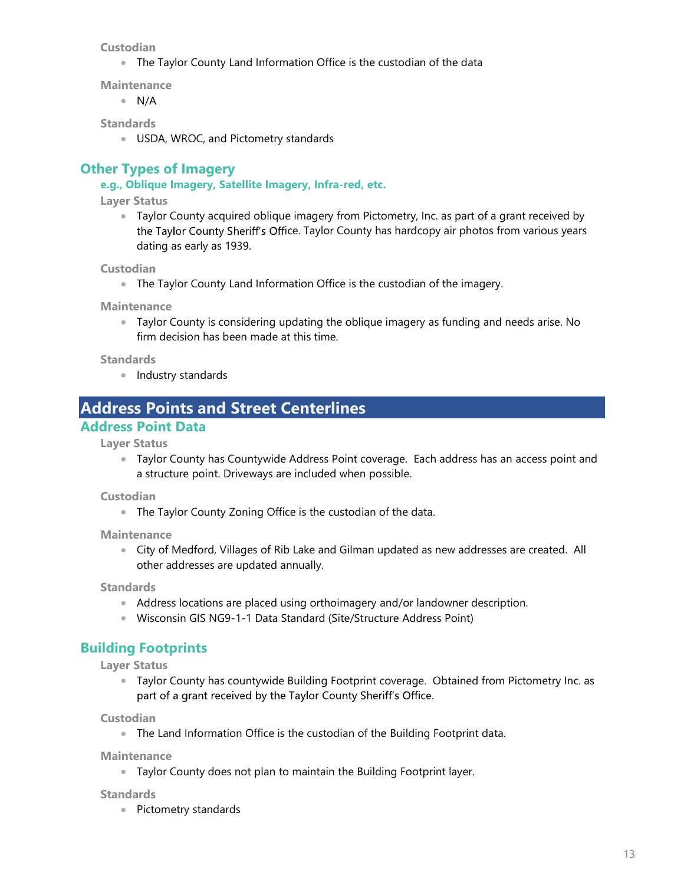#### Custodian

- The Taylor County Land Information Office is the custodian of the data

#### Maintenance

- N/A

#### Standards

- USDA, WROC, and Pictometry standards

### Other Types of Imagery

**e.g., Oblique Imagery, Satellite Imagery, Infra-red, etc.**

#### Layer Status

- Taylor County acquired oblique imagery from Pictometry, Inc. as part of a grant received by the Taylor County Sheriff's Office. Taylor County has hardcopy air photos from various years dating as early as 1939.

#### Custodian

- The Taylor County Land Information Office is the custodian of the imagery.

#### Maintenance

- Taylor County is considering updating the oblique imagery as funding and needs arise. No firm decision has been made at this time.

#### Standards

- Industry standards

## Address Points and Street Centerlines

### Address Point Data

#### Layer Status

- Taylor County has Countywide Address Point coverage. Each address has an access point and a structure point. Driveways are included when possible.

#### Custodian

- The Taylor County Zoning Office is the custodian of the data.

#### Maintenance

- City of Medford, Villages of Rib Lake and Gilman updated as new addresses are created. All other addresses are updated annually.

#### Standards

- Address locations are placed using orthoimagery and/or landowner description.
- Wisconsin GIS NG9-1-1 Data Standard (Site/Structure Address Point)

### Building Footprints

#### Layer Status

- Taylor County has countywide Building Footprint coverage. Obtained from Pictometry Inc. as part of a grant received by the Taylor County Sheriff's Office.

#### Custodian

- The Land Information Office is the custodian of the Building Footprint data.

#### Maintenance

- Taylor County does not plan to maintain the Building Footprint layer.

#### Standards

- Pictometry standards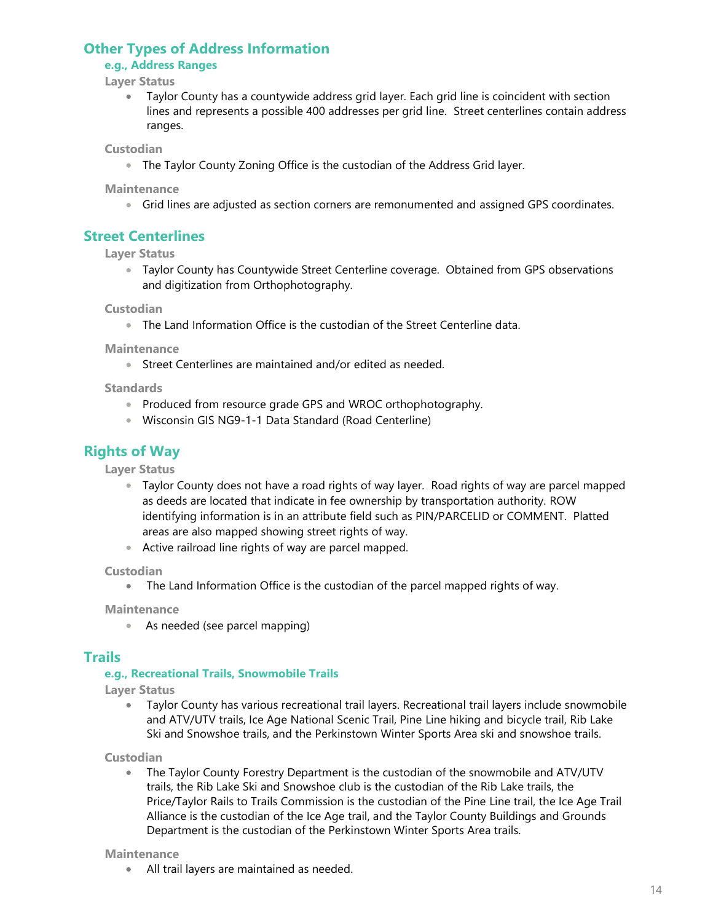## Other Types of Address Information

### e.g., Address Ranges

#### Layer Status

- Taylor County has a countywide address grid layer. Each grid line is coincident with section lines and represents a possible 400 addresses per grid line. Street centerlines contain address ranges.

#### Custodian

- The Taylor County Zoning Office is the custodian of the Address Grid layer.

#### Maintenance

- Grid lines are adjusted as section corners are remonumented and assigned GPS coordinates.

## Street Centerlines

#### Layer Status

- Taylor County has Countywide Street Centerline coverage. Obtained from GPS observations and digitization from Orthophotography.

#### Custodian

- The Land Information Office is the custodian of the Street Centerline data.

#### Maintenance

- Street Centerlines are maintained and/or edited as needed.

#### Standards

- Produced from resource grade GPS and WROC orthophotography.
- Wisconsin GIS NG9-1-1 Data Standard (Road Centerline)

## Rights of Way

#### Layer Status

- Taylor County does not have a road rights of way layer. Road rights of way are parcel mapped as deeds are located that indicate in fee ownership by transportation authority. ROW identifying information is in an attribute field such as PIN/PARCELID or COMMENT. Platted areas are also mapped showing street rights of way.
- Active railroad line rights of way are parcel mapped.

#### Custodian

- The Land Information Office is the custodian of the parcel mapped rights of way.

#### Maintenance

- As needed (see parcel mapping)

## Trails

### e.g., Recreational Trails, Snowmobile Trails

#### Layer Status

- Taylor County has various recreational trail layers. Recreational trail layers include snowmobile and ATV/UTV trails, Ice Age National Scenic Trail, Pine Line hiking and bicycle trail, Rib Lake Ski and Snowshoe trails, and the Perkinstown Winter Sports Area ski and snowshoe trails.

#### Custodian

- The Taylor County Forestry Department is the custodian of the snowmobile and ATV/UTV trails, the Rib Lake Ski and Snowshoe club is the custodian of the Rib Lake trails, the Price/Taylor Rails to Trails Commission is the custodian of the Pine Line trail, the Ice Age Trail Alliance is the custodian of the Ice Age trail, and the Taylor County Buildings and Grounds Department is the custodian of the Perkinstown Winter Sports Area trails.

#### Maintenance

- All trail layers are maintained as needed.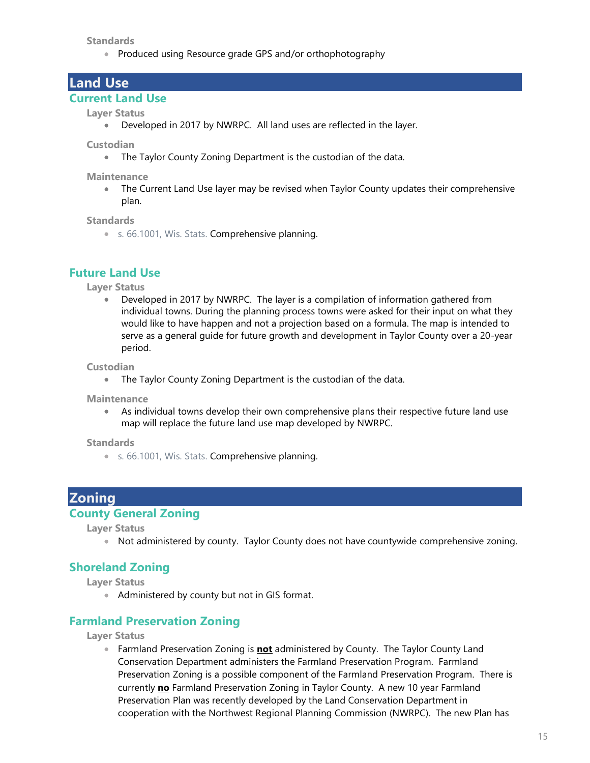**Standards**

- Produced using Resource grade GPS and/or orthophotography

# Land Use

## Current Land Use

**Layer Status**

- Developed in 2017 by NWRPC. All land uses are reflected in the layer.

**Custodian**

- The Taylor County Zoning Department is the custodian of the data.

**Maintenance**

- The Current Land Use layer may be revised when Taylor County updates their comprehensive plan.

**Standards**

- s. 66.1001, Wis. Stats. Comprehensive planning.

## Future Land Use

**Layer Status**

- Developed in 2017 by NWRPC. The layer is a compilation of information gathered from individual towns. During the planning process towns were asked for their input on what they would like to have happen and not a projection based on a formula. The map is intended to serve as a general guide for future growth and development in Taylor County over a 20-year period.

**Custodian**

- The Taylor County Zoning Department is the custodian of the data.

**Maintenance**

- As individual towns develop their own comprehensive plans their respective future land use map will replace the future land use map developed by NWRPC.

**Standards**

- s. 66.1001, Wis. Stats. Comprehensive planning.

# Zoning

## County General Zoning

**Layer Status**

- Not administered by county. Taylor County does not have countywide comprehensive zoning.

## Shoreland Zoning

**Layer Status**

- Administered by county but not in GIS format.

## Farmland Preservation Zoning

**Layer Status**

- Farmland Preservation Zoning is **not** administered by County. The Taylor County Land Conservation Department administers the Farmland Preservation Program. Farmland Preservation Zoning is a possible component of the Farmland Preservation Program. There is currently **no** Farmland Preservation Zoning in Taylor County. A new 10 year Farmland Preservation Plan was recently developed by the Land Conservation Department in cooperation with the Northwest Regional Planning Commission (NWRPC). The new Plan has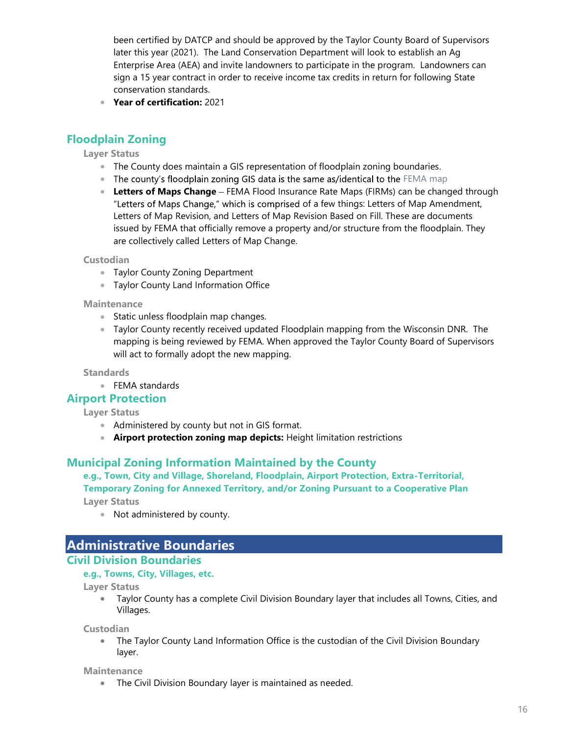been certified by DATCP and should be approved by the Taylor County Board of Supervisors later this year (2021). The Land Conservation Department will look to establish an Ag Enterprise Area (AEA) and invite landowners to participate in the program. Landowners can sign a 15 year contract in order to receive income tax credits in return for following State conservation standards.

- **Year of certification:** 2021

## Floodplain Zoning

### Layer Status

- The County does maintain a GIS representation of floodplain zoning boundaries.
- The county's floodplain zoning GIS data is the same as/identical to the FEMA map
- **Letters of Maps Change** – FEMA Flood Insurance Rate Maps (FIRMs) can be changed through "Letters of Maps Change," which is comprised of a few things: Letters of Map Amendment, Letters of Map Revision, and Letters of Map Revision Based on Fill. These are documents issued by FEMA that officially remove a property and/or structure from the floodplain. They are collectively called Letters of Map Change.

### Custodian

- Taylor County Zoning Department
- Taylor County Land Information Office

### Maintenance

- Static unless floodplain map changes.
- Taylor County recently received updated Floodplain mapping from the Wisconsin DNR. The mapping is being reviewed by FEMA. When approved the Taylor County Board of Supervisors will act to formally adopt the new mapping.

### Standards

- FEMA standards

## Airport Protection

### Layer Status

- Administered by county but not in GIS format.
- **Airport protection zoning map depicts:** Height limitation restrictions

## Municipal Zoning Information Maintained by the County

**e.g., Town, City and Village, Shoreland, Floodplain, Airport Protection, Extra-Territorial, Temporary Zoning for Annexed Territory, and/or Zoning Pursuant to a Cooperative Plan**

### Layer Status

- Not administered by county.

# Administrative Boundaries

## Civil Division Boundaries

**e.g., Towns, City, Villages, etc.**

### Layer Status

- Taylor County has a complete Civil Division Boundary layer that includes all Towns, Cities, and Villages.

### Custodian

- The Taylor County Land Information Office is the custodian of the Civil Division Boundary layer.

### Maintenance

- The Civil Division Boundary layer is maintained as needed.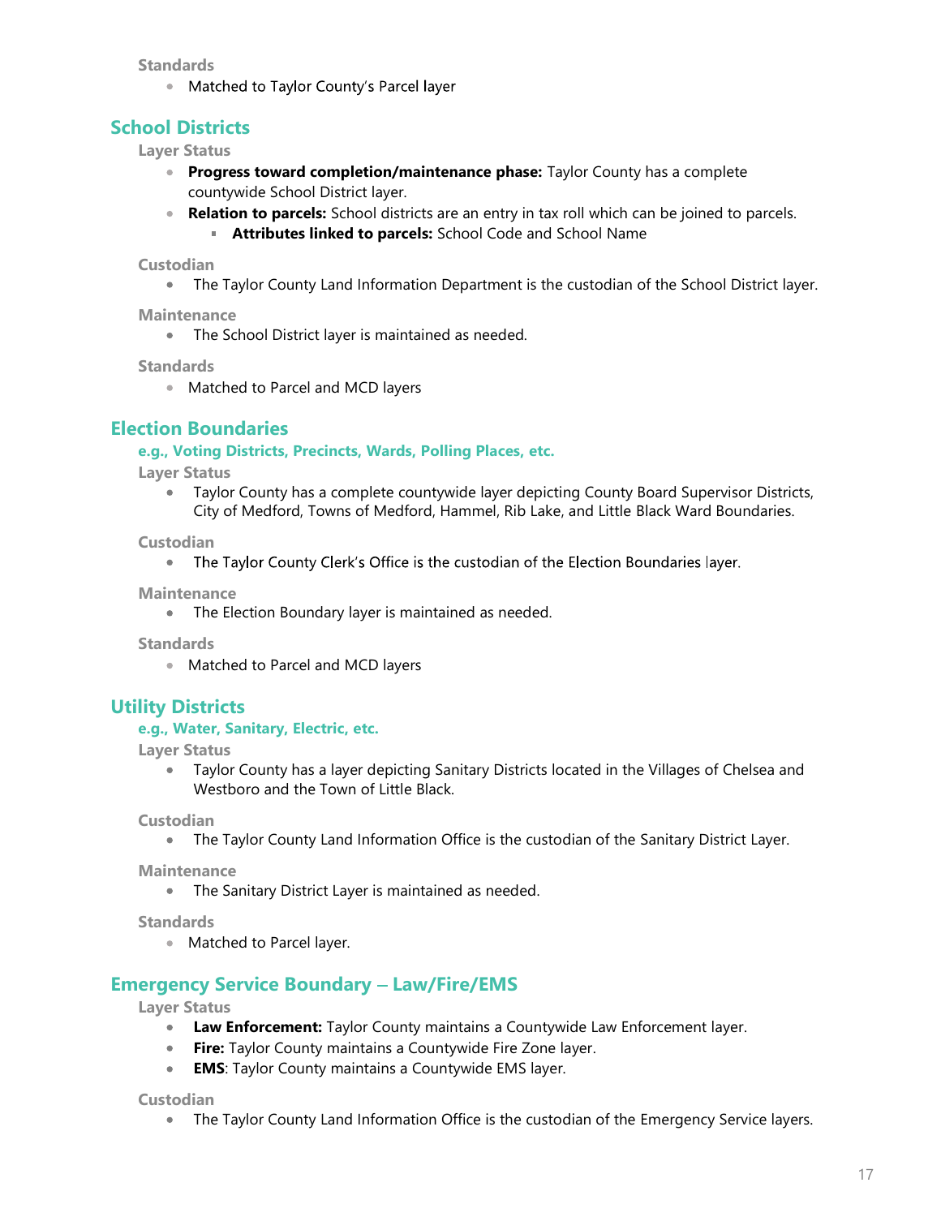**Standards**

- Matched to Taylor County's Parcel layer

## School Districts

**Layer Status**

- **Progress toward completion/maintenance phase:** Taylor County has a complete countywide School District layer.
- **Relation to parcels:** School districts are an entry in tax roll which can be joined to parcels.
  - **Attributes linked to parcels:** School Code and School Name

**Custodian**

- The Taylor County Land Information Department is the custodian of the School District layer.

**Maintenance**

- The School District layer is maintained as needed.

**Standards**

- Matched to Parcel and MCD layers

## Election Boundaries

### e.g., Voting Districts, Precincts, Wards, Polling Places, etc.

**Layer Status**

- Taylor County has a complete countywide layer depicting County Board Supervisor Districts, City of Medford, Towns of Medford, Hammel, Rib Lake, and Little Black Ward Boundaries.

**Custodian**

- The Taylor County Clerk's Office is the custodian of the Election Boundaries layer.

**Maintenance**

- The Election Boundary layer is maintained as needed.

**Standards**

- Matched to Parcel and MCD layers

## Utility Districts

### e.g., Water, Sanitary, Electric, etc.

**Layer Status**

- Taylor County has a layer depicting Sanitary Districts located in the Villages of Chelsea and Westboro and the Town of Little Black.

**Custodian**

- The Taylor County Land Information Office is the custodian of the Sanitary District Layer.

**Maintenance**

- The Sanitary District Layer is maintained as needed.

**Standards**

- Matched to Parcel layer.

## Emergency Service Boundary – Law/Fire/EMS

**Layer Status**

- **Law Enforcement:** Taylor County maintains a Countywide Law Enforcement layer.
- **Fire:** Taylor County maintains a Countywide Fire Zone layer.
- **EMS**: Taylor County maintains a Countywide EMS layer.

**Custodian**

- The Taylor County Land Information Office is the custodian of the Emergency Service layers.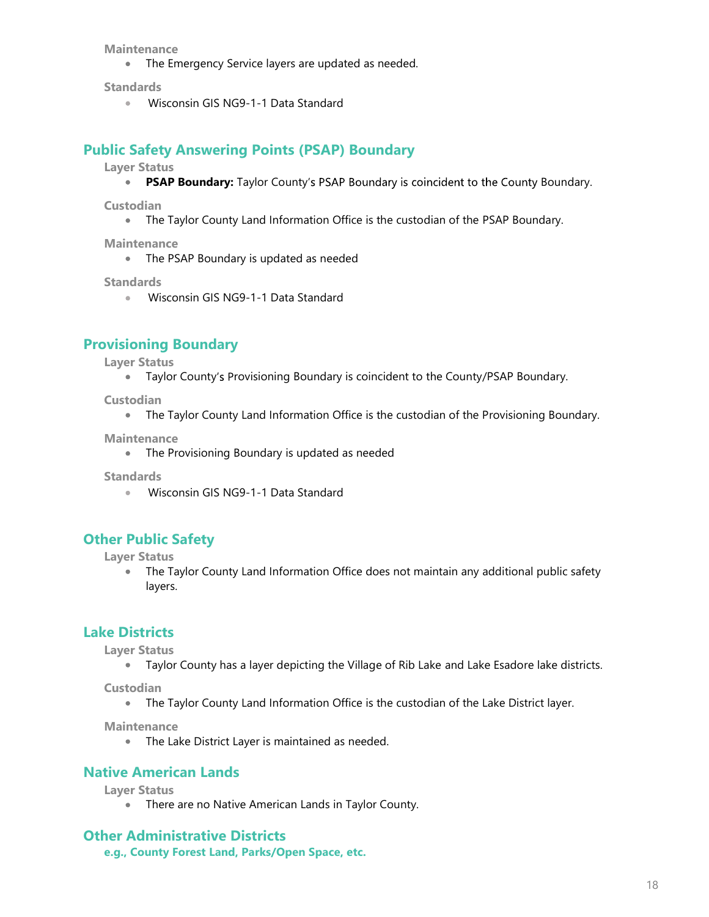**Maintenance**

- The Emergency Service layers are updated as needed.

**Standards**

- Wisconsin GIS NG9-1-1 Data Standard

## Public Safety Answering Points (PSAP) Boundary

**Layer Status**

- **PSAP Boundary:** Taylor County's PSAP Boundary is coincident to the County Boundary.

**Custodian**

- The Taylor County Land Information Office is the custodian of the PSAP Boundary.

**Maintenance**

- The PSAP Boundary is updated as needed

**Standards**

- Wisconsin GIS NG9-1-1 Data Standard

## Provisioning Boundary

**Layer Status**

- Taylor County's Provisioning Boundary is coincident to the County/PSAP Boundary.

**Custodian**

- The Taylor County Land Information Office is the custodian of the Provisioning Boundary.

**Maintenance**

- The Provisioning Boundary is updated as needed

**Standards**

- Wisconsin GIS NG9-1-1 Data Standard

## Other Public Safety

**Layer Status**

- The Taylor County Land Information Office does not maintain any additional public safety layers.

## Lake Districts

**Layer Status**

- Taylor County has a layer depicting the Village of Rib Lake and Lake Esadore lake districts.

**Custodian**

- The Taylor County Land Information Office is the custodian of the Lake District layer.

**Maintenance**

- The Lake District Layer is maintained as needed.

## Native American Lands

**Layer Status**

- There are no Native American Lands in Taylor County.

## Other Administrative Districts

**e.g., County Forest Land, Parks/Open Space, etc.**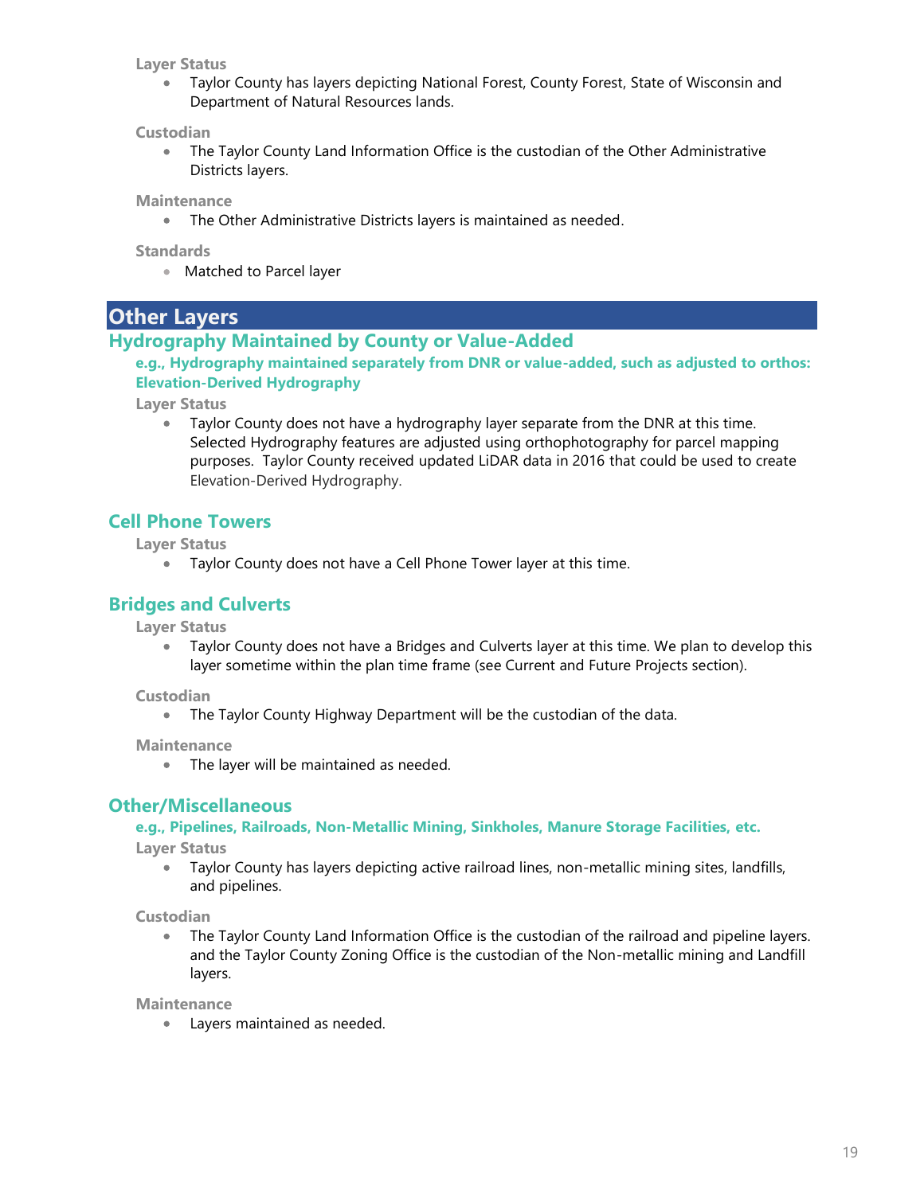**Layer Status**

- Taylor County has layers depicting National Forest, County Forest, State of Wisconsin and Department of Natural Resources lands.

**Custodian**

- The Taylor County Land Information Office is the custodian of the Other Administrative Districts layers.

**Maintenance**

- The Other Administrative Districts layers is maintained as needed.

**Standards**

- Matched to Parcel layer

# Other Layers

## Hydrography Maintained by County or Value-Added

**e.g., Hydrography maintained separately from DNR or value-added, such as adjusted to orthos: Elevation-Derived Hydrography**

**Layer Status**

- Taylor County does not have a hydrography layer separate from the DNR at this time. Selected Hydrography features are adjusted using orthophotography for parcel mapping purposes. Taylor County received updated LiDAR data in 2016 that could be used to create Elevation-Derived Hydrography.

## Cell Phone Towers

**Layer Status**

- Taylor County does not have a Cell Phone Tower layer at this time.

## Bridges and Culverts

**Layer Status**

- Taylor County does not have a Bridges and Culverts layer at this time. We plan to develop this layer sometime within the plan time frame (see Current and Future Projects section).

**Custodian**

- The Taylor County Highway Department will be the custodian of the data.

**Maintenance**

- The layer will be maintained as needed.

## Other/Miscellaneous

**e.g., Pipelines, Railroads, Non-Metallic Mining, Sinkholes, Manure Storage Facilities, etc.**

**Layer Status**

- Taylor County has layers depicting active railroad lines, non-metallic mining sites, landfills, and pipelines.

**Custodian**

- The Taylor County Land Information Office is the custodian of the railroad and pipeline layers. and the Taylor County Zoning Office is the custodian of the Non-metallic mining and Landfill layers.

**Maintenance**

- Layers maintained as needed.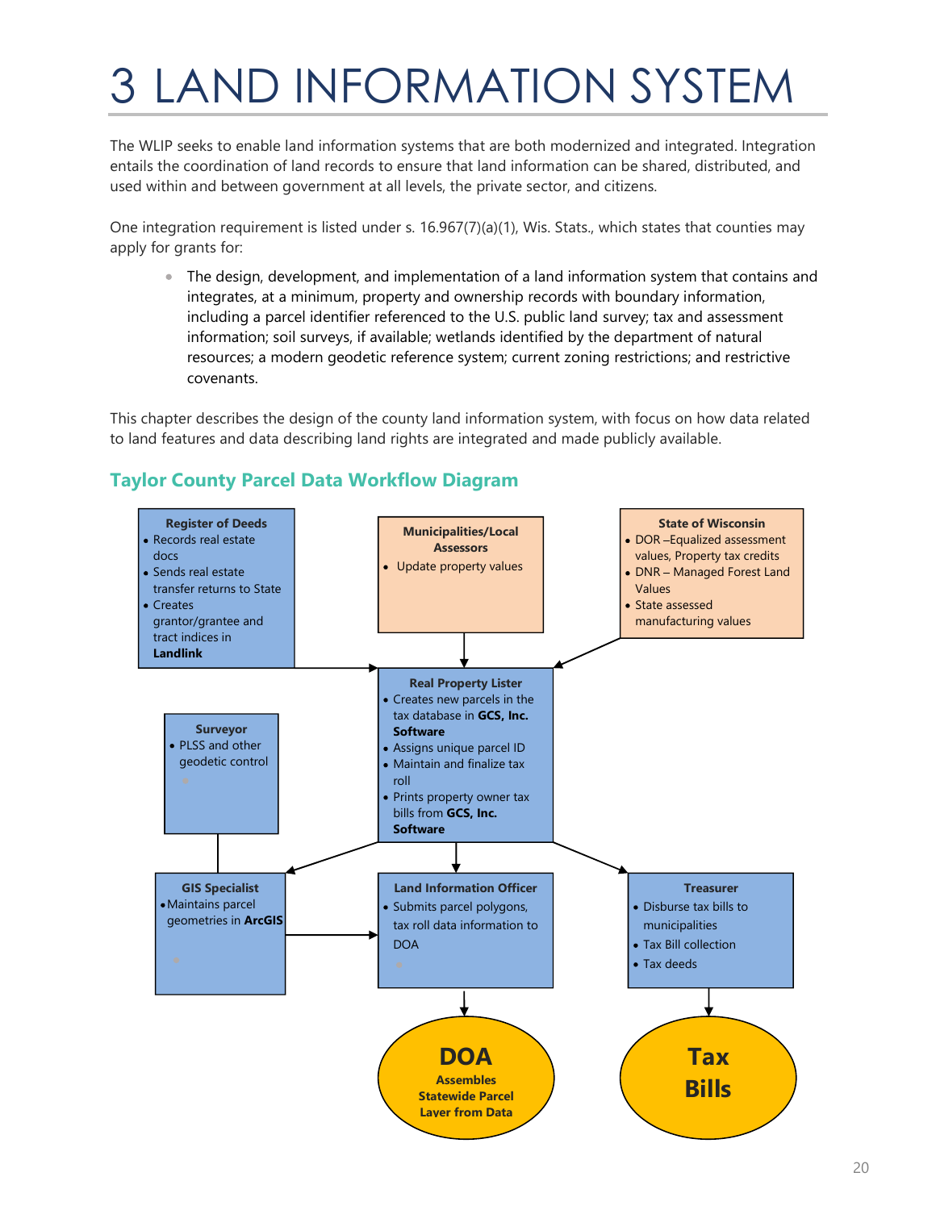# 3 LAND INFORMATION SYSTEM

The WLIP seeks to enable land information systems that are both modernized and integrated. Integration entails the coordination of land records to ensure that land information can be shared, distributed, and used within and between government at all levels, the private sector, and citizens.

One integration requirement is listed under s. 16.967(7)(a)(1), Wis. Stats., which states that counties may apply for grants for:

- The design, development, and implementation of a land information system that contains and integrates, at a minimum, property and ownership records with boundary information, including a parcel identifier referenced to the U.S. public land survey; tax and assessment information; soil surveys, if available; wetlands identified by the department of natural resources; a modern geodetic reference system; current zoning restrictions; and restrictive covenants.

This chapter describes the design of the county land information system, with focus on how data related to land features and data describing land rights are integrated and made publicly available.

## Taylor County Parcel Data Workflow Diagram

**Register of Deeds**
- Records real estate docs
- Sends real estate transfer returns to State
- Creates grantor/grantee and tract indices in **Landlink**

**Municipalities/Local Assessors**
- Update property values

**State of Wisconsin**
- DOR –Equalized assessment values, Property tax credits
- DNR – Managed Forest Land Values
- State assessed manufacturing values

**Real Property Lister**
- Creates new parcels in the tax database in **GCS, Inc. Software**
- Assigns unique parcel ID
- Maintain and finalize tax roll
- Prints property owner tax bills from **GCS, Inc. Software**

**Surveyor**
- PLSS and other geodetic control

**GIS Specialist**
- Maintains parcel geometries in **ArcGIS**

**Land Information Officer**
- Submits parcel polygons, tax roll data information to DOA

**Treasurer**
- Disburse tax bills to municipalities
- Tax Bill collection
- Tax deeds

**DOA**
Assembles Statewide Parcel Layer from Data

**Tax Bills**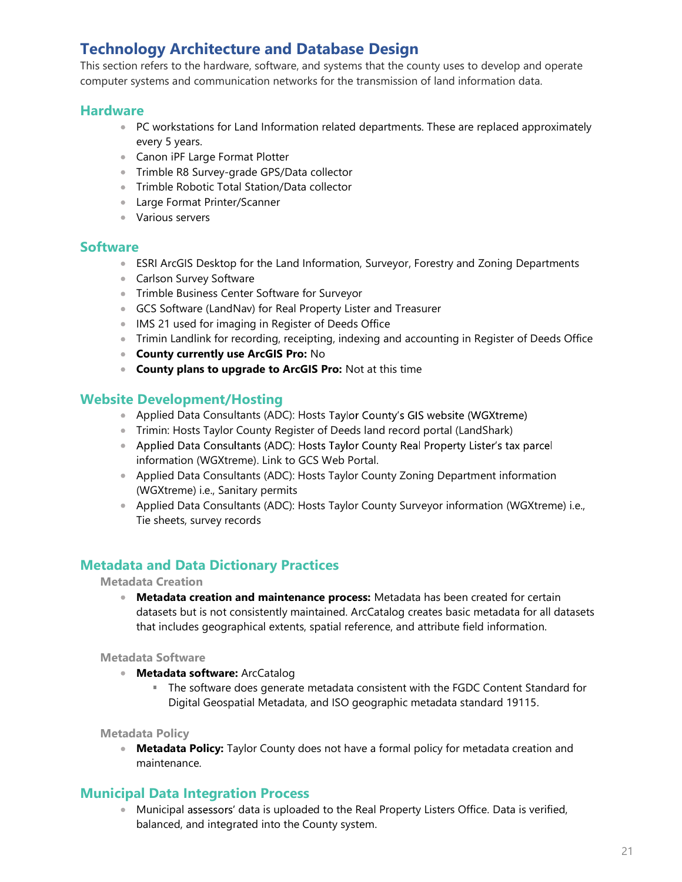## Technology Architecture and Database Design

This section refers to the hardware, software, and systems that the county uses to develop and operate computer systems and communication networks for the transmission of land information data.

### Hardware

- PC workstations for Land Information related departments. These are replaced approximately every 5 years.
- Canon iPF Large Format Plotter
- Trimble R8 Survey-grade GPS/Data collector
- Trimble Robotic Total Station/Data collector
- Large Format Printer/Scanner
- Various servers

### Software

- ESRI ArcGIS Desktop for the Land Information, Surveyor, Forestry and Zoning Departments
- Carlson Survey Software
- Trimble Business Center Software for Surveyor
- GCS Software (LandNav) for Real Property Lister and Treasurer
- IMS 21 used for imaging in Register of Deeds Office
- Trimin Landlink for recording, receipting, indexing and accounting in Register of Deeds Office
- **County currently use ArcGIS Pro:** No
- **County plans to upgrade to ArcGIS Pro:** Not at this time

### Website Development/Hosting

- Applied Data Consultants (ADC): Hosts Taylor County's GIS website (WGXtreme)
- Trimin: Hosts Taylor County Register of Deeds land record portal (LandShark)
- Applied Data Consultants (ADC): Hosts Taylor County Real Property Lister's tax parcel information (WGXtreme). Link to GCS Web Portal.
- Applied Data Consultants (ADC): Hosts Taylor County Zoning Department information (WGXtreme) i.e., Sanitary permits
- Applied Data Consultants (ADC): Hosts Taylor County Surveyor information (WGXtreme) i.e., Tie sheets, survey records

## Metadata and Data Dictionary Practices

#### Metadata Creation

- **Metadata creation and maintenance process:** Metadata has been created for certain datasets but is not consistently maintained. ArcCatalog creates basic metadata for all datasets that includes geographical extents, spatial reference, and attribute field information.

#### Metadata Software

- **Metadata software:** ArcCatalog
  - The software does generate metadata consistent with the FGDC Content Standard for Digital Geospatial Metadata, and ISO geographic metadata standard 19115.

#### Metadata Policy

- **Metadata Policy:** Taylor County does not have a formal policy for metadata creation and maintenance.

## Municipal Data Integration Process

- Municipal assessors' data is uploaded to the Real Property Listers Office. Data is verified, balanced, and integrated into the County system.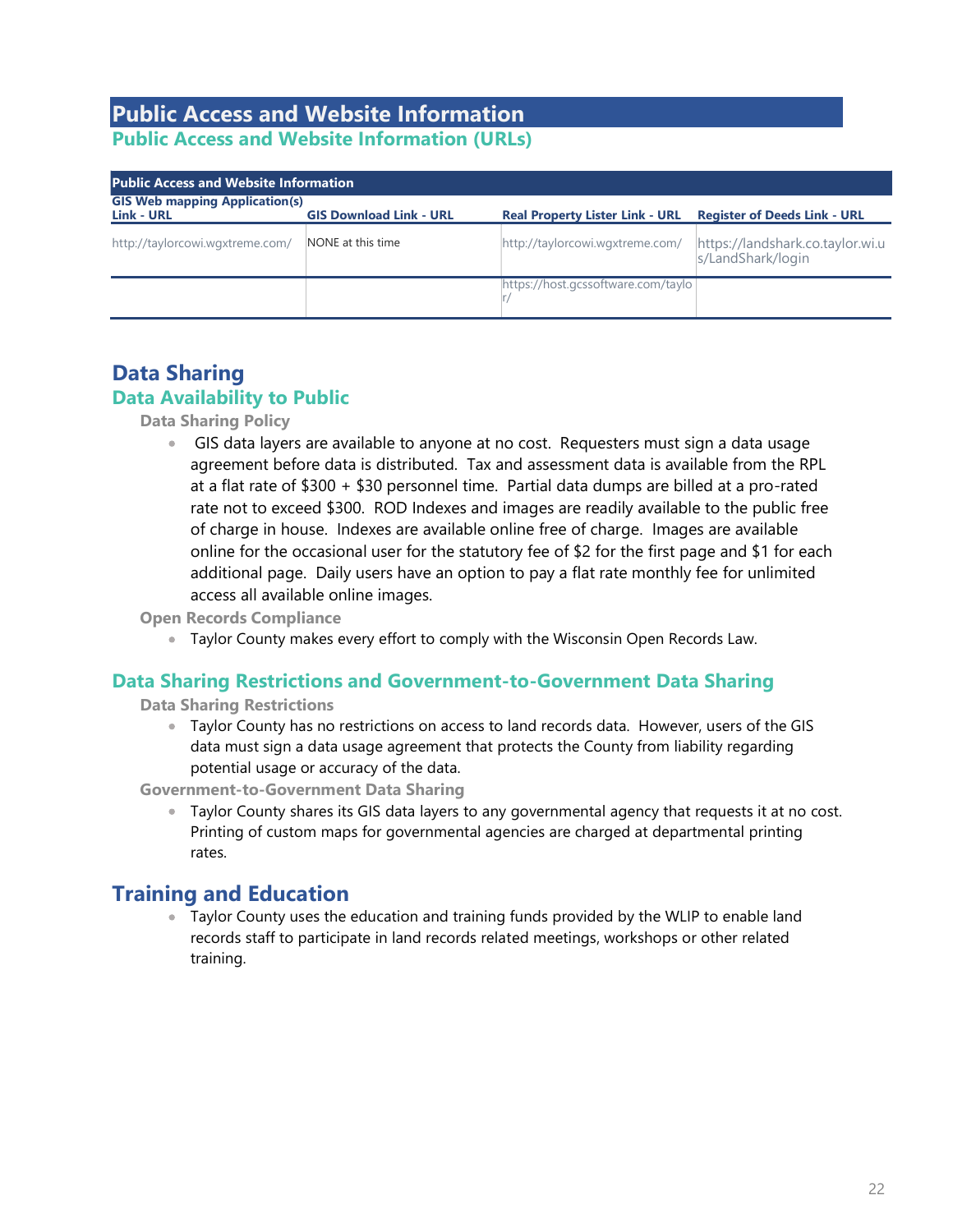# Public Access and Website Information

## Public Access and Website Information (URLs)

| Public Access and Website Information | | | |
|---|---|---|---|
| GIS Web mapping Application(s) Link - URL | GIS Download Link - URL | Real Property Lister Link - URL | Register of Deeds Link - URL |
| http://taylorcowi.wgxtreme.com/ | NONE at this time | http://taylorcowi.wgxtreme.com/ | https://landshark.co.taylor.wi.us/LandShark/login |
| | | https://host.gcssoftware.com/taylor/ | |

# Data Sharing

## Data Availability to Public

### Data Sharing Policy

- GIS data layers are available to anyone at no cost. Requesters must sign a data usage agreement before data is distributed. Tax and assessment data is available from the RPL at a flat rate of $300 + $30 personnel time. Partial data dumps are billed at a pro-rated rate not to exceed $300. ROD Indexes and images are readily available to the public free of charge in house. Indexes are available online free of charge. Images are available online for the occasional user for the statutory fee of $2 for the first page and $1 for each additional page. Daily users have an option to pay a flat rate monthly fee for unlimited access all available online images.

### Open Records Compliance

- Taylor County makes every effort to comply with the Wisconsin Open Records Law.

## Data Sharing Restrictions and Government-to-Government Data Sharing

### Data Sharing Restrictions

- Taylor County has no restrictions on access to land records data. However, users of the GIS data must sign a data usage agreement that protects the County from liability regarding potential usage or accuracy of the data.

### Government-to-Government Data Sharing

- Taylor County shares its GIS data layers to any governmental agency that requests it at no cost. Printing of custom maps for governmental agencies are charged at departmental printing rates.

# Training and Education

- Taylor County uses the education and training funds provided by the WLIP to enable land records staff to participate in land records related meetings, workshops or other related training.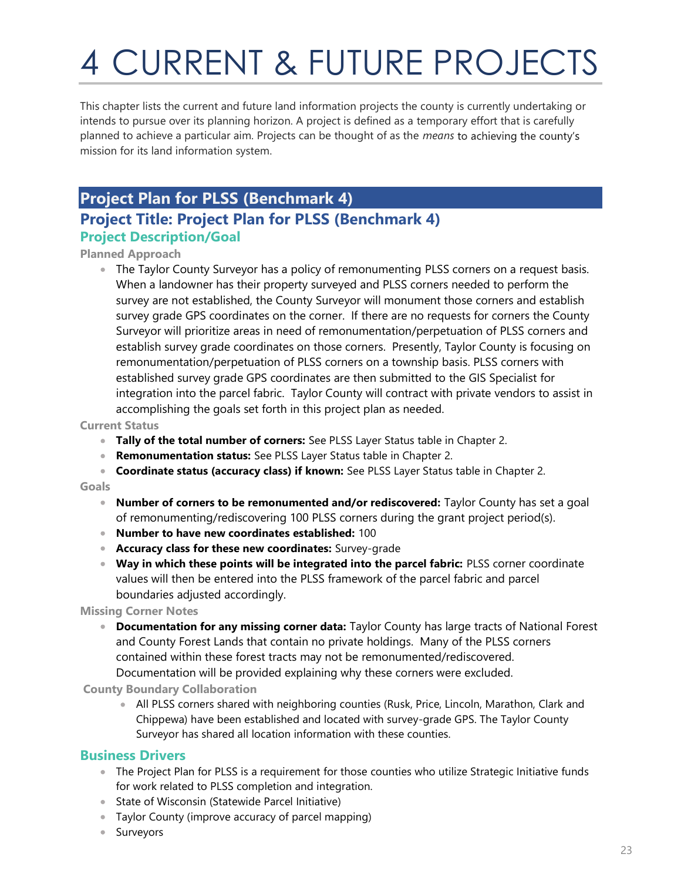# 4 CURRENT & FUTURE PROJECTS

This chapter lists the current and future land information projects the county is currently undertaking or intends to pursue over its planning horizon. A project is defined as a temporary effort that is carefully planned to achieve a particular aim. Projects can be thought of as the *means* to achieving the county's mission for its land information system.

## Project Plan for PLSS (Benchmark 4)

### Project Title: Project Plan for PLSS (Benchmark 4)

#### Project Description/Goal

**Planned Approach**

- The Taylor County Surveyor has a policy of remonumenting PLSS corners on a request basis. When a landowner has their property surveyed and PLSS corners needed to perform the survey are not established, the County Surveyor will monument those corners and establish survey grade GPS coordinates on the corner. If there are no requests for corners the County Surveyor will prioritize areas in need of remonumentation/perpetuation of PLSS corners and establish survey grade coordinates on those corners. Presently, Taylor County is focusing on remonumentation/perpetuation of PLSS corners on a township basis. PLSS corners with established survey grade GPS coordinates are then submitted to the GIS Specialist for integration into the parcel fabric. Taylor County will contract with private vendors to assist in accomplishing the goals set forth in this project plan as needed.

**Current Status**

- **Tally of the total number of corners:** See PLSS Layer Status table in Chapter 2.
- **Remonumentation status:** See PLSS Layer Status table in Chapter 2.
- **Coordinate status (accuracy class) if known:** See PLSS Layer Status table in Chapter 2.

**Goals**

- **Number of corners to be remonumented and/or rediscovered:** Taylor County has set a goal of remonumenting/rediscovering 100 PLSS corners during the grant project period(s).
- **Number to have new coordinates established:** 100
- **Accuracy class for these new coordinates:** Survey-grade
- **Way in which these points will be integrated into the parcel fabric:** PLSS corner coordinate values will then be entered into the PLSS framework of the parcel fabric and parcel boundaries adjusted accordingly.

**Missing Corner Notes**

- **Documentation for any missing corner data:** Taylor County has large tracts of National Forest and County Forest Lands that contain no private holdings. Many of the PLSS corners contained within these forest tracts may not be remonumented/rediscovered. Documentation will be provided explaining why these corners were excluded.

**County Boundary Collaboration**

- All PLSS corners shared with neighboring counties (Rusk, Price, Lincoln, Marathon, Clark and Chippewa) have been established and located with survey-grade GPS. The Taylor County Surveyor has shared all location information with these counties.

#### Business Drivers

- The Project Plan for PLSS is a requirement for those counties who utilize Strategic Initiative funds for work related to PLSS completion and integration.
- State of Wisconsin (Statewide Parcel Initiative)
- Taylor County (improve accuracy of parcel mapping)
- Surveyors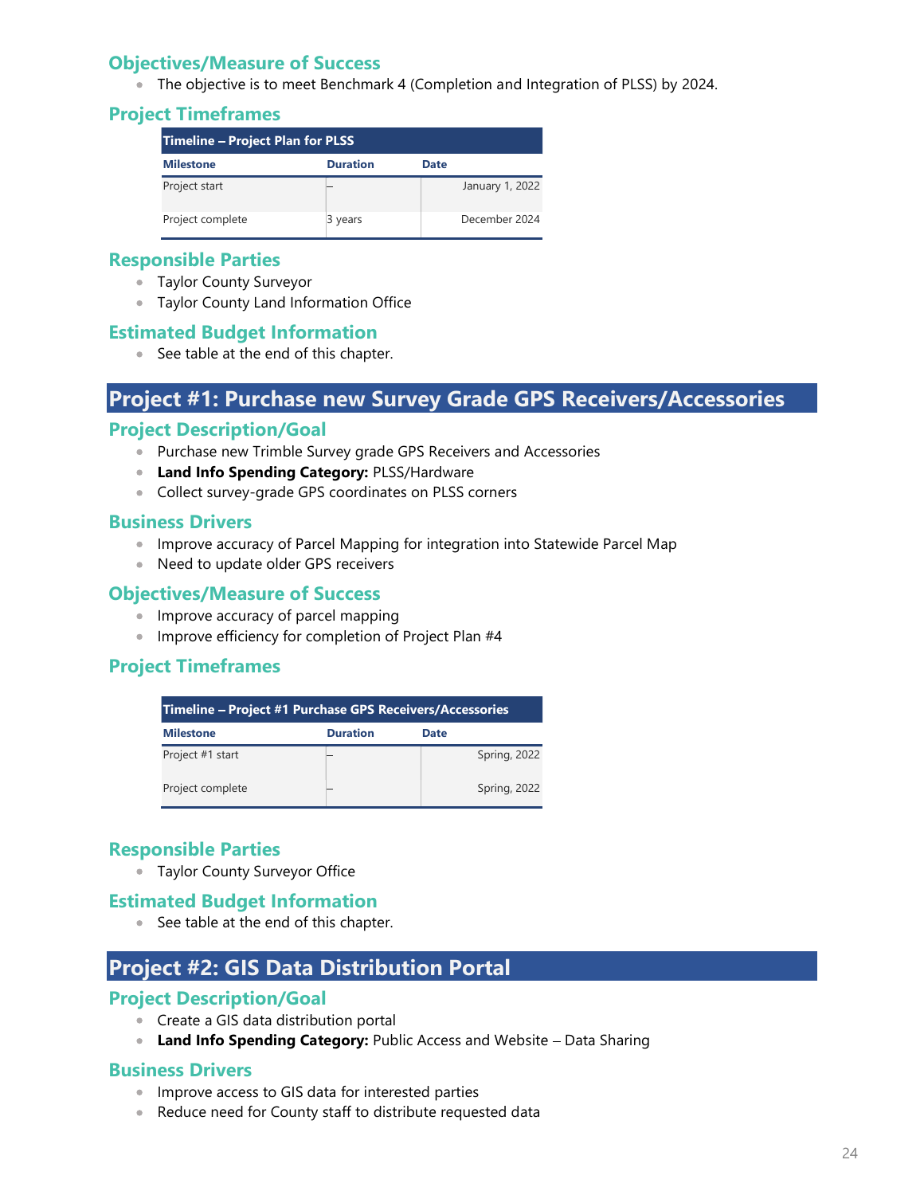### Objectives/Measure of Success

- The objective is to meet Benchmark 4 (Completion and Integration of PLSS) by 2024.

### Project Timeframes

| Timeline – Project Plan for PLSS | | |
|---|---|---|
| **Milestone** | **Duration** | **Date** |
| Project start | – | January 1, 2022 |
| Project complete | 3 years | December 2024 |

### Responsible Parties

- Taylor County Surveyor
- Taylor County Land Information Office

### Estimated Budget Information

- See table at the end of this chapter.

## Project #1: Purchase new Survey Grade GPS Receivers/Accessories

### Project Description/Goal

- Purchase new Trimble Survey grade GPS Receivers and Accessories
- **Land Info Spending Category:** PLSS/Hardware
- Collect survey-grade GPS coordinates on PLSS corners

### Business Drivers

- Improve accuracy of Parcel Mapping for integration into Statewide Parcel Map
- Need to update older GPS receivers

### Objectives/Measure of Success

- Improve accuracy of parcel mapping
- Improve efficiency for completion of Project Plan #4

### Project Timeframes

| Timeline – Project #1 Purchase GPS Receivers/Accessories | | |
|---|---|---|
| **Milestone** | **Duration** | **Date** |
| Project #1 start | – | Spring, 2022 |
| Project complete | – | Spring, 2022 |

### Responsible Parties

- Taylor County Surveyor Office

### Estimated Budget Information

- See table at the end of this chapter.

## Project #2: GIS Data Distribution Portal

### Project Description/Goal

- Create a GIS data distribution portal
- **Land Info Spending Category:** Public Access and Website – Data Sharing

### Business Drivers

- Improve access to GIS data for interested parties
- Reduce need for County staff to distribute requested data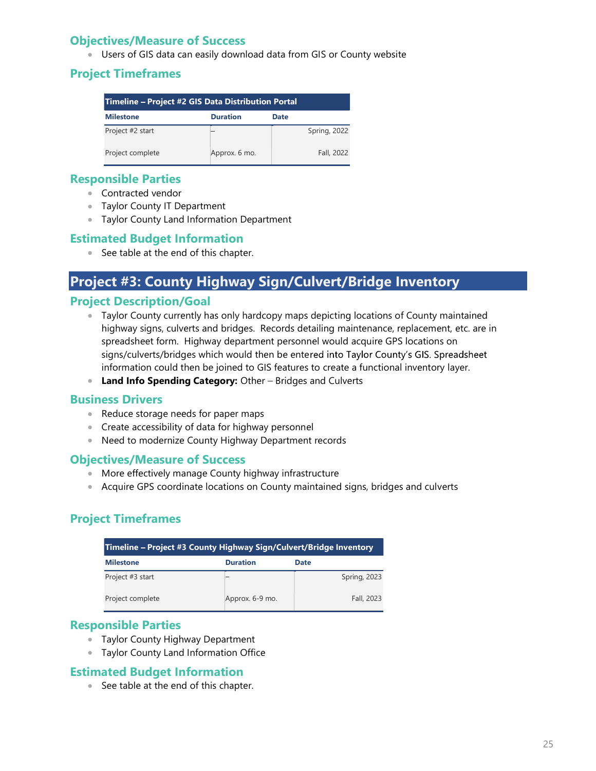### Objectives/Measure of Success

- Users of GIS data can easily download data from GIS or County website

### Project Timeframes

| Timeline – Project #2 GIS Data Distribution Portal | | |
|---|---|---|
| **Milestone** | **Duration** | **Date** |
| Project #2 start | – | Spring, 2022 |
| Project complete | Approx. 6 mo. | Fall, 2022 |

### Responsible Parties

- Contracted vendor
- Taylor County IT Department
- Taylor County Land Information Department

### Estimated Budget Information

- See table at the end of this chapter.

## Project #3: County Highway Sign/Culvert/Bridge Inventory

### Project Description/Goal

- Taylor County currently has only hardcopy maps depicting locations of County maintained highway signs, culverts and bridges. Records detailing maintenance, replacement, etc. are in spreadsheet form. Highway department personnel would acquire GPS locations on signs/culverts/bridges which would then be entered into Taylor County's GIS. Spreadsheet information could then be joined to GIS features to create a functional inventory layer.
- **Land Info Spending Category:** Other – Bridges and Culverts

### Business Drivers

- Reduce storage needs for paper maps
- Create accessibility of data for highway personnel
- Need to modernize County Highway Department records

### Objectives/Measure of Success

- More effectively manage County highway infrastructure
- Acquire GPS coordinate locations on County maintained signs, bridges and culverts

### Project Timeframes

| Timeline – Project #3 County Highway Sign/Culvert/Bridge Inventory | | |
|---|---|---|
| **Milestone** | **Duration** | **Date** |
| Project #3 start | – | Spring, 2023 |
| Project complete | Approx. 6-9 mo. | Fall, 2023 |

### Responsible Parties

- Taylor County Highway Department
- Taylor County Land Information Office

### Estimated Budget Information

- See table at the end of this chapter.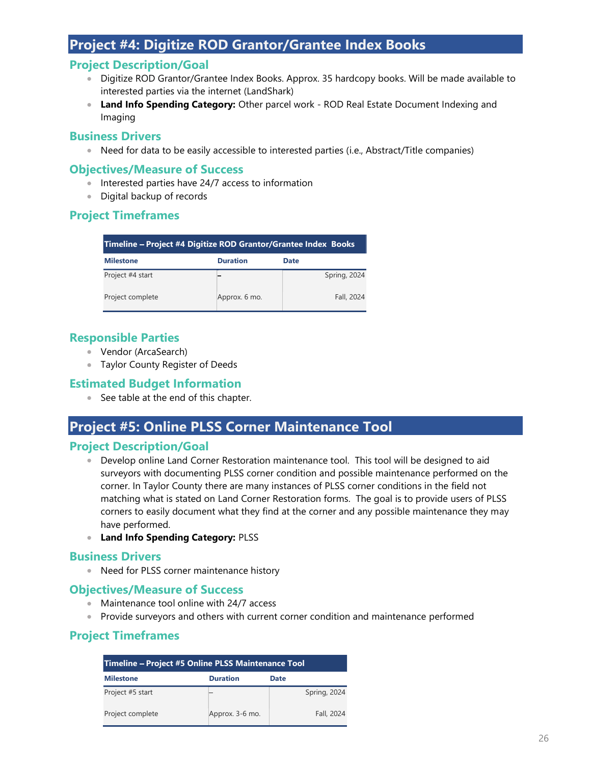## Project #4: Digitize ROD Grantor/Grantee Index Books

### Project Description/Goal

- Digitize ROD Grantor/Grantee Index Books. Approx. 35 hardcopy books. Will be made available to interested parties via the internet (LandShark)
- **Land Info Spending Category:** Other parcel work - ROD Real Estate Document Indexing and Imaging

### Business Drivers

- Need for data to be easily accessible to interested parties (i.e., Abstract/Title companies)

### Objectives/Measure of Success

- Interested parties have 24/7 access to information
- Digital backup of records

### Project Timeframes

| Timeline – Project #4 Digitize ROD Grantor/Grantee Index Books | | |
|---|---|---|
| **Milestone** | **Duration** | **Date** |
| Project #4 start | – | Spring, 2024 |
| Project complete | Approx. 6 mo. | Fall, 2024 |

### Responsible Parties

- Vendor (ArcaSearch)
- Taylor County Register of Deeds

### Estimated Budget Information

- See table at the end of this chapter.

## Project #5: Online PLSS Corner Maintenance Tool

### Project Description/Goal

- Develop online Land Corner Restoration maintenance tool. This tool will be designed to aid surveyors with documenting PLSS corner condition and possible maintenance performed on the corner. In Taylor County there are many instances of PLSS corner conditions in the field not matching what is stated on Land Corner Restoration forms. The goal is to provide users of PLSS corners to easily document what they find at the corner and any possible maintenance they may have performed.
- **Land Info Spending Category:** PLSS

### Business Drivers

- Need for PLSS corner maintenance history

### Objectives/Measure of Success

- Maintenance tool online with 24/7 access
- Provide surveyors and others with current corner condition and maintenance performed

### Project Timeframes

| Timeline – Project #5 Online PLSS Maintenance Tool | | |
|---|---|---|
| **Milestone** | **Duration** | **Date** |
| Project #5 start | – | Spring, 2024 |
| Project complete | Approx. 3-6 mo. | Fall, 2024 |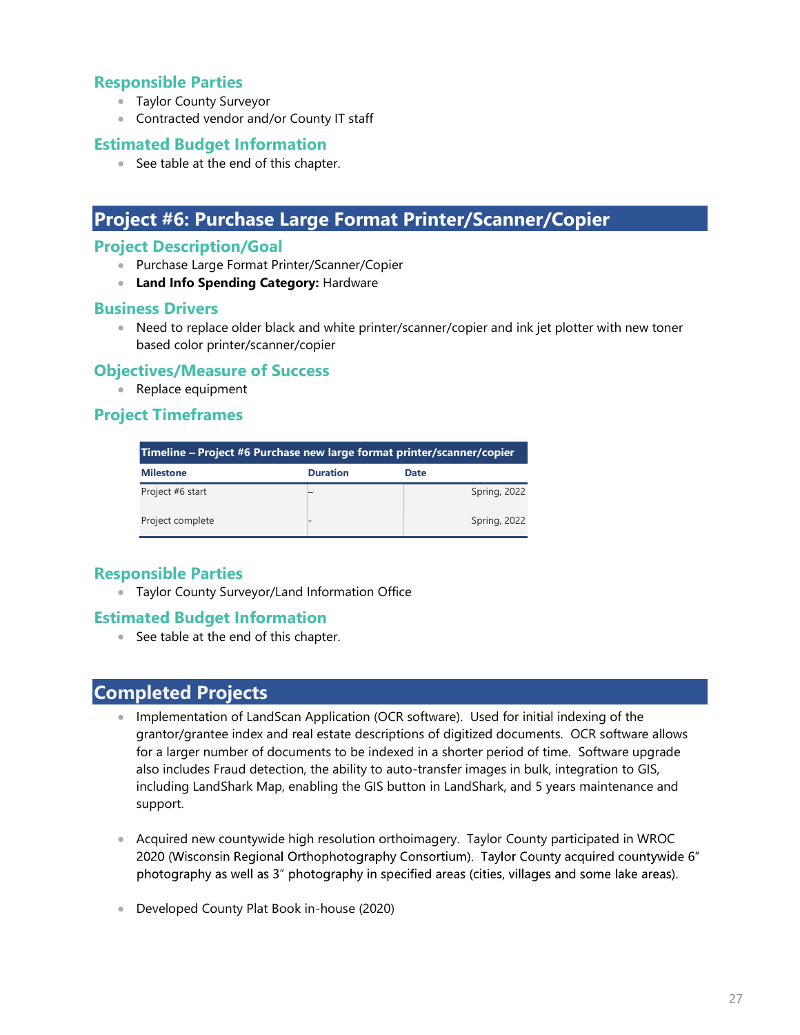### Responsible Parties

- Taylor County Surveyor
- Contracted vendor and/or County IT staff

### Estimated Budget Information

- See table at the end of this chapter.

## Project #6: Purchase Large Format Printer/Scanner/Copier

### Project Description/Goal

- Purchase Large Format Printer/Scanner/Copier
- **Land Info Spending Category:** Hardware

### Business Drivers

- Need to replace older black and white printer/scanner/copier and ink jet plotter with new toner based color printer/scanner/copier

### Objectives/Measure of Success

- Replace equipment

### Project Timeframes

| Timeline – Project #6 Purchase new large format printer/scanner/copier | | |
|---|---|---|
| **Milestone** | **Duration** | **Date** |
| Project #6 start | – | Spring, 2022 |
| Project complete | - | Spring, 2022 |

### Responsible Parties

- Taylor County Surveyor/Land Information Office

### Estimated Budget Information

- See table at the end of this chapter.

## Completed Projects

- Implementation of LandScan Application (OCR software). Used for initial indexing of the grantor/grantee index and real estate descriptions of digitized documents. OCR software allows for a larger number of documents to be indexed in a shorter period of time. Software upgrade also includes Fraud detection, the ability to auto-transfer images in bulk, integration to GIS, including LandShark Map, enabling the GIS button in LandShark, and 5 years maintenance and support.

- Acquired new countywide high resolution orthoimagery. Taylor County participated in WROC 2020 (Wisconsin Regional Orthophotography Consortium). Taylor County acquired countywide 6" photography as well as 3" photography in specified areas (cities, villages and some lake areas).

- Developed County Plat Book in-house (2020)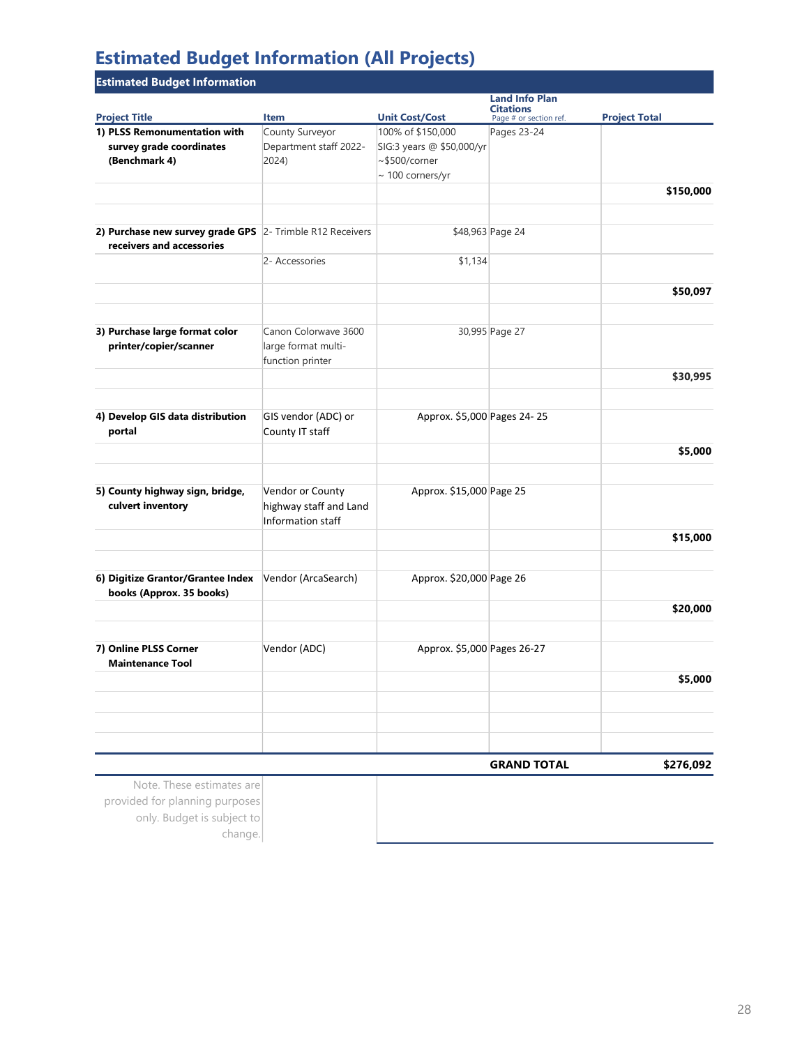# Estimated Budget Information (All Projects)

## Estimated Budget Information

| Project Title | Item | Unit Cost/Cost | Land Info Plan Citations (Page # or section ref.) | Project Total |
|---|---|---|---|---|
| **1) PLSS Remonumentation with survey grade coordinates (Benchmark 4)** | County Surveyor Department staff 2022-2024) | 100% of $150,000 SIG:3 years @ $50,000/yr ~$500/corner ~ 100 corners/yr | Pages 23-24 | |
| | | | | **$150,000** |
| | | | | |
| **2) Purchase new survey grade GPS receivers and accessories** | 2- Trimble R12 Receivers | $48,963 | Page 24 | |
| | 2- Accessories | $1,134 | | |
| | | | | **$50,097** |
| | | | | |
| **3) Purchase large format color printer/copier/scanner** | Canon Colorwave 3600 large format multi-function printer | 30,995 | Page 27 | |
| | | | | **$30,995** |
| | | | | |
| **4) Develop GIS data distribution portal** | GIS vendor (ADC) or County IT staff | Approx. $5,000 | Pages 24- 25 | |
| | | | | **$5,000** |
| | | | | |
| **5) County highway sign, bridge, culvert inventory** | Vendor or County highway staff and Land Information staff | Approx. $15,000 | Page 25 | |
| | | | | **$15,000** |
| | | | | |
| **6) Digitize Grantor/Grantee Index books (Approx. 35 books)** | Vendor (ArcaSearch) | Approx. $20,000 | Page 26 | |
| | | | | **$20,000** |
| | | | | |
| **7) Online PLSS Corner Maintenance Tool** | Vendor (ADC) | Approx. $5,000 | Pages 26-27 | |
| | | | | **$5,000** |
| | | | **GRAND TOTAL** | **$276,092** |

Note. These estimates are provided for planning purposes only. Budget is subject to change.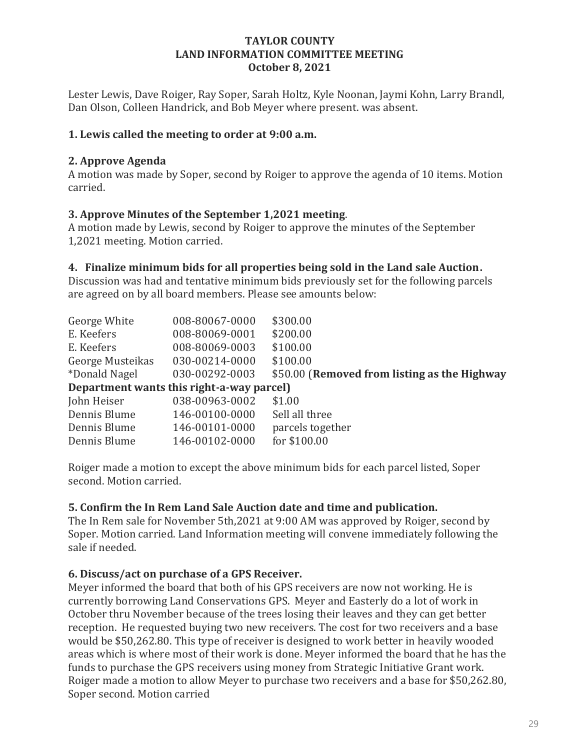**TAYLOR COUNTY**
**LAND INFORMATION COMMITTEE MEETING**
**October 8, 2021**

Lester Lewis, Dave Roiger, Ray Soper, Sarah Holtz, Kyle Noonan, Jaymi Kohn, Larry Brandl, Dan Olson, Colleen Handrick, and Bob Meyer where present. was absent.

**1. Lewis called the meeting to order at 9:00 a.m.**

**2. Approve Agenda**

A motion was made by Soper, second by Roiger to approve the agenda of 10 items. Motion carried.

**3. Approve Minutes of the September 1,2021 meeting**.

A motion made by Lewis, second by Roiger to approve the minutes of the September 1,2021 meeting. Motion carried.

**4. Finalize minimum bids for all properties being sold in the Land sale Auction.**

Discussion was had and tentative minimum bids previously set for the following parcels are agreed on by all board members. Please see amounts below:

| | | |
|---|---|---|
| George White | 008-80067-0000 | $300.00 |
| E. Keefers | 008-80069-0001 | $200.00 |
| E. Keefers | 008-80069-0003 | $100.00 |
| George Musteikas | 030-00214-0000 | $100.00 |
| *Donald Nagel | 030-00292-0003 | $50.00 (**Removed from listing as the Highway Department wants this right-a-way parcel)** |
| John Heiser | 038-00963-0002 | $1.00 |
| Dennis Blume | 146-00100-0000 | Sell all three |
| Dennis Blume | 146-00101-0000 | parcels together |
| Dennis Blume | 146-00102-0000 | for $100.00 |

Roiger made a motion to except the above minimum bids for each parcel listed, Soper second. Motion carried.

**5. Confirm the In Rem Land Sale Auction date and time and publication.**

The In Rem sale for November 5th,2021 at 9:00 AM was approved by Roiger, second by Soper. Motion carried. Land Information meeting will convene immediately following the sale if needed.

**6. Discuss/act on purchase of a GPS Receiver.**

Meyer informed the board that both of his GPS receivers are now not working. He is currently borrowing Land Conservations GPS. Meyer and Easterly do a lot of work in October thru November because of the trees losing their leaves and they can get better reception. He requested buying two new receivers. The cost for two receivers and a base would be $50,262.80. This type of receiver is designed to work better in heavily wooded areas which is where most of their work is done. Meyer informed the board that he has the funds to purchase the GPS receivers using money from Strategic Initiative Grant work. Roiger made a motion to allow Meyer to purchase two receivers and a base for $50,262.80, Soper second. Motion carried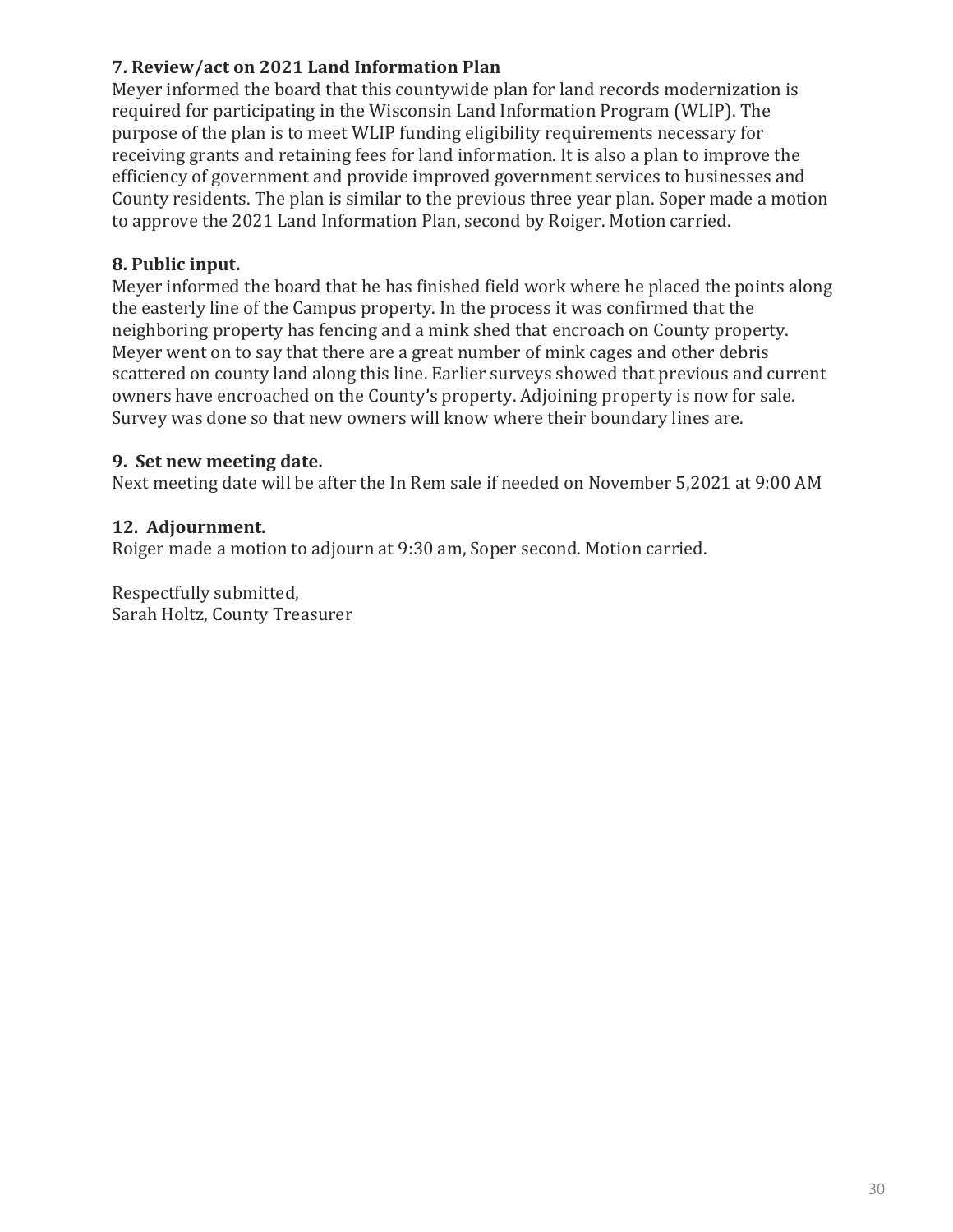**7. Review/act on 2021 Land Information Plan**
Meyer informed the board that this countywide plan for land records modernization is required for participating in the Wisconsin Land Information Program (WLIP). The purpose of the plan is to meet WLIP funding eligibility requirements necessary for receiving grants and retaining fees for land information. It is also a plan to improve the efficiency of government and provide improved government services to businesses and County residents. The plan is similar to the previous three year plan. Soper made a motion to approve the 2021 Land Information Plan, second by Roiger. Motion carried.

**8. Public input.**
Meyer informed the board that he has finished field work where he placed the points along the easterly line of the Campus property. In the process it was confirmed that the neighboring property has fencing and a mink shed that encroach on County property. Meyer went on to say that there are a great number of mink cages and other debris scattered on county land along this line. Earlier surveys showed that previous and current owners have encroached on the County's property. Adjoining property is now for sale. Survey was done so that new owners will know where their boundary lines are.

**9. Set new meeting date.**
Next meeting date will be after the In Rem sale if needed on November 5,2021 at 9:00 AM

**12. Adjournment.**
Roiger made a motion to adjourn at 9:30 am, Soper second. Motion carried.

Respectfully submitted,
Sarah Holtz, County Treasurer